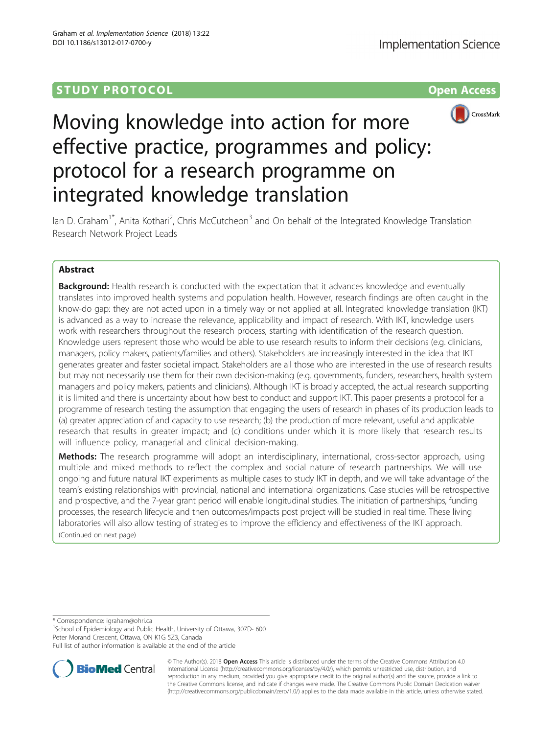STUDY PROTOCOL

Open Access

# Moving knowledge into action for more effective practice, programmes and policy: protocol for a research programme on integrated knowledge translation

Ian D. Graham[1*], Anita Kothari[2], Chris McCutcheon[3] and On behalf of the Integrated Knowledge Translation Research Network Project Leads

## Abstract

**Background:** Health research is conducted with the expectation that it advances knowledge and eventually translates into improved health systems and population health. However, research findings are often caught in the know-do gap: they are not acted upon in a timely way or not applied at all. Integrated knowledge translation (IKT) is advanced as a way to increase the relevance, applicability and impact of research. With IKT, knowledge users work with researchers throughout the research process, starting with identification of the research question. Knowledge users represent those who would be able to use research results to inform their decisions (e.g. clinicians, managers, policy makers, patients/families and others). Stakeholders are increasingly interested in the idea that IKT generates greater and faster societal impact. Stakeholders are all those who are interested in the use of research results but may not necessarily use them for their own decision-making (e.g. governments, funders, researchers, health system managers and policy makers, patients and clinicians). Although IKT is broadly accepted, the actual research supporting it is limited and there is uncertainty about how best to conduct and support IKT. This paper presents a protocol for a programme of research testing the assumption that engaging the users of research in phases of its production leads to (a) greater appreciation of and capacity to use research; (b) the production of more relevant, useful and applicable research that results in greater impact; and (c) conditions under which it is more likely that research results will influence policy, managerial and clinical decision-making.

**Methods:** The research programme will adopt an interdisciplinary, international, cross-sector approach, using multiple and mixed methods to reflect the complex and social nature of research partnerships. We will use ongoing and future natural IKT experiments as multiple cases to study IKT in depth, and we will take advantage of the team's existing relationships with provincial, national and international organizations. Case studies will be retrospective and prospective, and the 7-year grant period will enable longitudinal studies. The initiation of partnerships, funding processes, the research lifecycle and then outcomes/impacts post project will be studied in real time. These living laboratories will also allow testing of strategies to improve the efficiency and effectiveness of the IKT approach.

(Continued on next page)

* Correspondence: igraham@ohri.ca

[1]School of Epidemiology and Public Health, University of Ottawa, 307D- 600 Peter Morand Crescent, Ottawa, ON K1G 5Z3, Canada

Full list of author information is available at the end of the article

© The Author(s). 2018 **Open Access** This article is distributed under the terms of the Creative Commons Attribution 4.0 International License (http://creativecommons.org/licenses/by/4.0/), which permits unrestricted use, distribution, and reproduction in any medium, provided you give appropriate credit to the original author(s) and the source, provide a link to the Creative Commons license, and indicate if changes were made. The Creative Commons Public Domain Dedication waiver (http://creativecommons.org/publicdomain/zero/1.0/) applies to the data made available in this article, unless otherwise stated.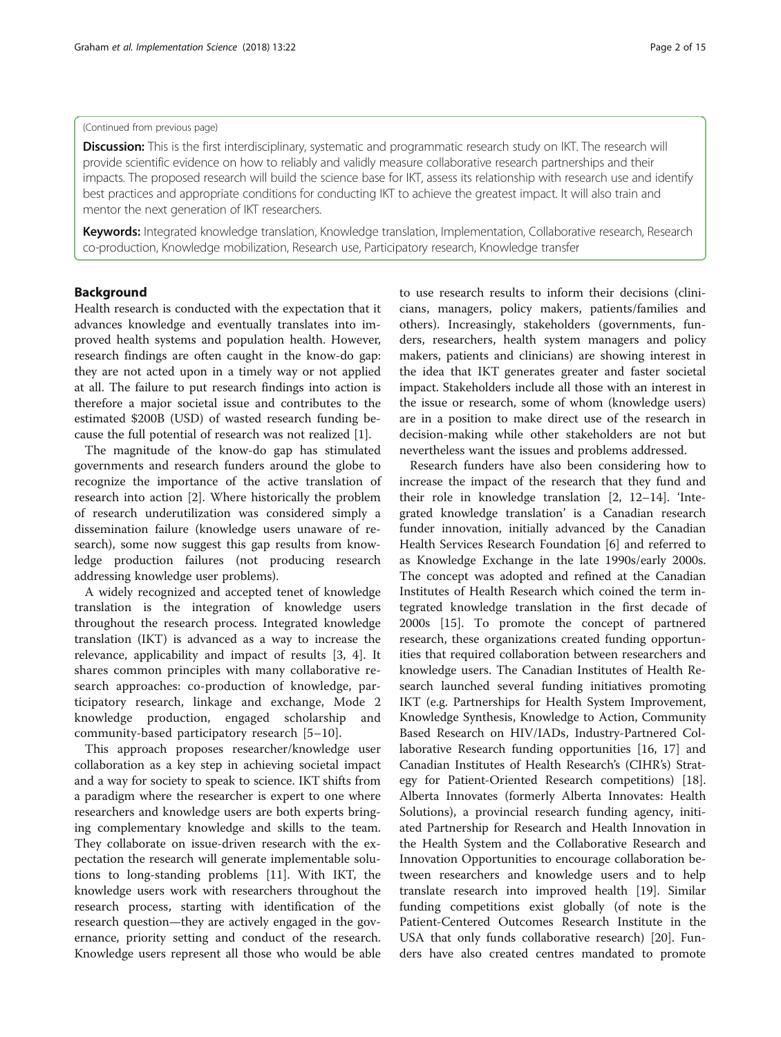(Continued from previous page)

**Discussion:** This is the first interdisciplinary, systematic and programmatic research study on IKT. The research will provide scientific evidence on how to reliably and validly measure collaborative research partnerships and their impacts. The proposed research will build the science base for IKT, assess its relationship with research use and identify best practices and appropriate conditions for conducting IKT to achieve the greatest impact. It will also train and mentor the next generation of IKT researchers.

**Keywords:** Integrated knowledge translation, Knowledge translation, Implementation, Collaborative research, Research co-production, Knowledge mobilization, Research use, Participatory research, Knowledge transfer

## Background

Health research is conducted with the expectation that it advances knowledge and eventually translates into improved health systems and population health. However, research findings are often caught in the know-do gap: they are not acted upon in a timely way or not applied at all. The failure to put research findings into action is therefore a major societal issue and contributes to the estimated $200B (USD) of wasted research funding because the full potential of research was not realized [1].

The magnitude of the know-do gap has stimulated governments and research funders around the globe to recognize the importance of the active translation of research into action [2]. Where historically the problem of research underutilization was considered simply a dissemination failure (knowledge users unaware of research), some now suggest this gap results from knowledge production failures (not producing research addressing knowledge user problems).

A widely recognized and accepted tenet of knowledge translation is the integration of knowledge users throughout the research process. Integrated knowledge translation (IKT) is advanced as a way to increase the relevance, applicability and impact of results [3, 4]. It shares common principles with many collaborative research approaches: co-production of knowledge, participatory research, linkage and exchange, Mode 2 knowledge production, engaged scholarship and community-based participatory research [5–10].

This approach proposes researcher/knowledge user collaboration as a key step in achieving societal impact and a way for society to speak to science. IKT shifts from a paradigm where the researcher is expert to one where researchers and knowledge users are both experts bringing complementary knowledge and skills to the team. They collaborate on issue-driven research with the expectation the research will generate implementable solutions to long-standing problems [11]. With IKT, the knowledge users work with researchers throughout the research process, starting with identification of the research question—they are actively engaged in the governance, priority setting and conduct of the research. Knowledge users represent all those who would be able to use research results to inform their decisions (clinicians, managers, policy makers, patients/families and others). Increasingly, stakeholders (governments, funders, researchers, health system managers and policy makers, patients and clinicians) are showing interest in the idea that IKT generates greater and faster societal impact. Stakeholders include all those with an interest in the issue or research, some of whom (knowledge users) are in a position to make direct use of the research in decision-making while other stakeholders are not but nevertheless want the issues and problems addressed.

Research funders have also been considering how to increase the impact of the research that they fund and their role in knowledge translation [2, 12–14]. 'Integrated knowledge translation' is a Canadian research funder innovation, initially advanced by the Canadian Health Services Research Foundation [6] and referred to as Knowledge Exchange in the late 1990s/early 2000s. The concept was adopted and refined at the Canadian Institutes of Health Research which coined the term integrated knowledge translation in the first decade of 2000s [15]. To promote the concept of partnered research, these organizations created funding opportunities that required collaboration between researchers and knowledge users. The Canadian Institutes of Health Research launched several funding initiatives promoting IKT (e.g. Partnerships for Health System Improvement, Knowledge Synthesis, Knowledge to Action, Community Based Research on HIV/IADs, Industry-Partnered Collaborative Research funding opportunities [16, 17] and Canadian Institutes of Health Research's (CIHR's) Strategy for Patient-Oriented Research competitions) [18]. Alberta Innovates (formerly Alberta Innovates: Health Solutions), a provincial research funding agency, initiated Partnership for Research and Health Innovation in the Health System and the Collaborative Research and Innovation Opportunities to encourage collaboration between researchers and knowledge users and to help translate research into improved health [19]. Similar funding competitions exist globally (of note is the Patient-Centered Outcomes Research Institute in the USA that only funds collaborative research) [20]. Funders have also created centres mandated to promote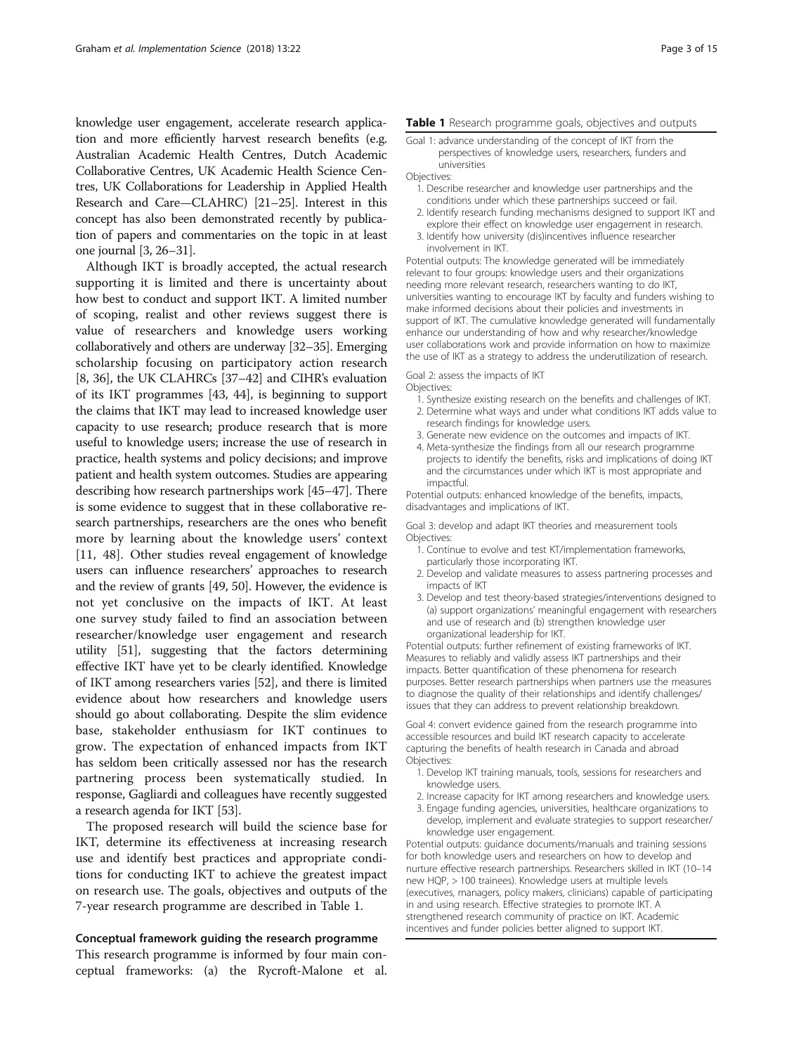knowledge user engagement, accelerate research application and more efficiently harvest research benefits (e.g. Australian Academic Health Centres, Dutch Academic Collaborative Centres, UK Academic Health Science Centres, UK Collaborations for Leadership in Applied Health Research and Care—CLAHRC) [21–25]. Interest in this concept has also been demonstrated recently by publication of papers and commentaries on the topic in at least one journal [3, 26–31].

Although IKT is broadly accepted, the actual research supporting it is limited and there is uncertainty about how best to conduct and support IKT. A limited number of scoping, realist and other reviews suggest there is value of researchers and knowledge users working collaboratively and others are underway [32–35]. Emerging scholarship focusing on participatory action research [8, 36], the UK CLAHRCs [37–42] and CIHR's evaluation of its IKT programmes [43, 44], is beginning to support the claims that IKT may lead to increased knowledge user capacity to use research; produce research that is more useful to knowledge users; increase the use of research in practice, health systems and policy decisions; and improve patient and health system outcomes. Studies are appearing describing how research partnerships work [45–47]. There is some evidence to suggest that in these collaborative research partnerships, researchers are the ones who benefit more by learning about the knowledge users' context [11, 48]. Other studies reveal engagement of knowledge users can influence researchers' approaches to research and the review of grants [49, 50]. However, the evidence is not yet conclusive on the impacts of IKT. At least one survey study failed to find an association between researcher/knowledge user engagement and research utility [51], suggesting that the factors determining effective IKT have yet to be clearly identified. Knowledge of IKT among researchers varies [52], and there is limited evidence about how researchers and knowledge users should go about collaborating. Despite the slim evidence base, stakeholder enthusiasm for IKT continues to grow. The expectation of enhanced impacts from IKT has seldom been critically assessed nor has the research partnering process been systematically studied. In response, Gagliardi and colleagues have recently suggested a research agenda for IKT [53].

The proposed research will build the science base for IKT, determine its effectiveness at increasing research use and identify best practices and appropriate conditions for conducting IKT to achieve the greatest impact on research use. The goals, objectives and outputs of the 7-year research programme are described in Table 1.

**Table 1** Research programme goals, objectives and outputs

Goal 1: advance understanding of the concept of IKT from the perspectives of knowledge users, researchers, funders and universities

Objectives:

1. Describe researcher and knowledge user partnerships and the conditions under which these partnerships succeed or fail.
2. Identify research funding mechanisms designed to support IKT and explore their effect on knowledge user engagement in research.
3. Identify how university (dis)incentives influence researcher involvement in IKT.

Potential outputs: The knowledge generated will be immediately relevant to four groups: knowledge users and their organizations needing more relevant research, researchers wanting to do IKT, universities wanting to encourage IKT by faculty and funders wishing to make informed decisions about their policies and investments in support of IKT. The cumulative knowledge generated will fundamentally enhance our understanding of how and why researcher/knowledge user collaborations work and provide information on how to maximize the use of IKT as a strategy to address the underutilization of research.

Goal 2: assess the impacts of IKT

Objectives:

1. Synthesize existing research on the benefits and challenges of IKT.
2. Determine what ways and under what conditions IKT adds value to research findings for knowledge users.
3. Generate new evidence on the outcomes and impacts of IKT.
4. Meta-synthesize the findings from all our research programme projects to identify the benefits, risks and implications of doing IKT and the circumstances under which IKT is most appropriate and impactful.

Potential outputs: enhanced knowledge of the benefits, impacts, disadvantages and implications of IKT.

Goal 3: develop and adapt IKT theories and measurement tools

Objectives:

1. Continue to evolve and test KT/implementation frameworks, particularly those incorporating IKT.
2. Develop and validate measures to assess partnering processes and impacts of IKT
3. Develop and test theory-based strategies/interventions designed to (a) support organizations' meaningful engagement with researchers and use of research and (b) strengthen knowledge user organizational leadership for IKT.

Potential outputs: further refinement of existing frameworks of IKT. Measures to reliably and validly assess IKT partnerships and their impacts. Better quantification of these phenomena for research purposes. Better research partnerships when partners use the measures to diagnose the quality of their relationships and identify challenges/issues that they can address to prevent relationship breakdown.

Goal 4: convert evidence gained from the research programme into accessible resources and build IKT research capacity to accelerate capturing the benefits of health research in Canada and abroad

Objectives:

1. Develop IKT training manuals, tools, sessions for researchers and knowledge users.
2. Increase capacity for IKT among researchers and knowledge users.
3. Engage funding agencies, universities, healthcare organizations to develop, implement and evaluate strategies to support researcher/knowledge user engagement.

Potential outputs: guidance documents/manuals and training sessions for both knowledge users and researchers on how to develop and nurture effective research partnerships. Researchers skilled in IKT (10–14 new HQP, > 100 trainees). Knowledge users at multiple levels (executives, managers, policy makers, clinicians) capable of participating in and using research. Effective strategies to promote IKT. A strengthened research community of practice on IKT. Academic incentives and funder policies better aligned to support IKT.

## Conceptual framework guiding the research programme

This research programme is informed by four main conceptual frameworks: (a) the Rycroft-Malone et al.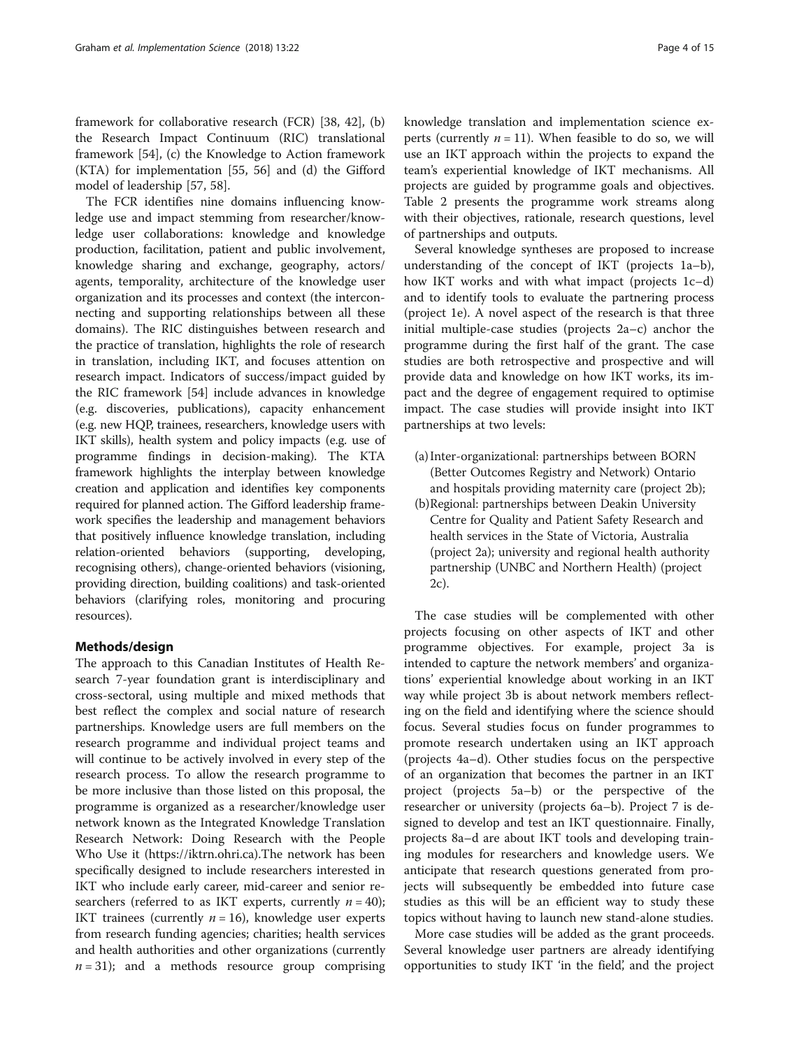framework for collaborative research (FCR) [38, 42], (b) the Research Impact Continuum (RIC) translational framework [54], (c) the Knowledge to Action framework (KTA) for implementation [55, 56] and (d) the Gifford model of leadership [57, 58].

The FCR identifies nine domains influencing knowledge use and impact stemming from researcher/knowledge user collaborations: knowledge and knowledge production, facilitation, patient and public involvement, knowledge sharing and exchange, geography, actors/agents, temporality, architecture of the knowledge user organization and its processes and context (the interconnecting and supporting relationships between all these domains). The RIC distinguishes between research and the practice of translation, highlights the role of research in translation, including IKT, and focuses attention on research impact. Indicators of success/impact guided by the RIC framework [54] include advances in knowledge (e.g. discoveries, publications), capacity enhancement (e.g. new HQP, trainees, researchers, knowledge users with IKT skills), health system and policy impacts (e.g. use of programme findings in decision-making). The KTA framework highlights the interplay between knowledge creation and application and identifies key components required for planned action. The Gifford leadership framework specifies the leadership and management behaviors that positively influence knowledge translation, including relation-oriented behaviors (supporting, developing, recognising others), change-oriented behaviors (visioning, providing direction, building coalitions) and task-oriented behaviors (clarifying roles, monitoring and procuring resources).

## Methods/design

The approach to this Canadian Institutes of Health Research 7-year foundation grant is interdisciplinary and cross-sectoral, using multiple and mixed methods that best reflect the complex and social nature of research partnerships. Knowledge users are full members on the research programme and individual project teams and will continue to be actively involved in every step of the research process. To allow the research programme to be more inclusive than those listed on this proposal, the programme is organized as a researcher/knowledge user network known as the Integrated Knowledge Translation Research Network: Doing Research with the People Who Use it (https://iktrn.ohri.ca).The network has been specifically designed to include researchers interested in IKT who include early career, mid-career and senior researchers (referred to as IKT experts, currently $n = 40$); IKT trainees (currently $n = 16$), knowledge user experts from research funding agencies; charities; health services and health authorities and other organizations (currently $n = 31$); and a methods resource group comprising knowledge translation and implementation science experts (currently $n = 11$). When feasible to do so, we will use an IKT approach within the projects to expand the team's experiential knowledge of IKT mechanisms. All projects are guided by programme goals and objectives. Table 2 presents the programme work streams along with their objectives, rationale, research questions, level of partnerships and outputs.

Several knowledge syntheses are proposed to increase understanding of the concept of IKT (projects 1a–b), how IKT works and with what impact (projects 1c–d) and to identify tools to evaluate the partnering process (project 1e). A novel aspect of the research is that three initial multiple-case studies (projects 2a–c) anchor the programme during the first half of the grant. The case studies are both retrospective and prospective and will provide data and knowledge on how IKT works, its impact and the degree of engagement required to optimise impact. The case studies will provide insight into IKT partnerships at two levels:

(a) Inter-organizational: partnerships between BORN (Better Outcomes Registry and Network) Ontario and hospitals providing maternity care (project 2b);
(b) Regional: partnerships between Deakin University Centre for Quality and Patient Safety Research and health services in the State of Victoria, Australia (project 2a); university and regional health authority partnership (UNBC and Northern Health) (project 2c).

The case studies will be complemented with other projects focusing on other aspects of IKT and other programme objectives. For example, project 3a is intended to capture the network members' and organizations' experiential knowledge about working in an IKT way while project 3b is about network members reflecting on the field and identifying where the science should focus. Several studies focus on funder programmes to promote research undertaken using an IKT approach (projects 4a–d). Other studies focus on the perspective of an organization that becomes the partner in an IKT project (projects 5a–b) or the perspective of the researcher or university (projects 6a–b). Project 7 is designed to develop and test an IKT questionnaire. Finally, projects 8a–d are about IKT tools and developing training modules for researchers and knowledge users. We anticipate that research questions generated from projects will subsequently be embedded into future case studies as this will be an efficient way to study these topics without having to launch new stand-alone studies.

More case studies will be added as the grant proceeds. Several knowledge user partners are already identifying opportunities to study IKT 'in the field', and the project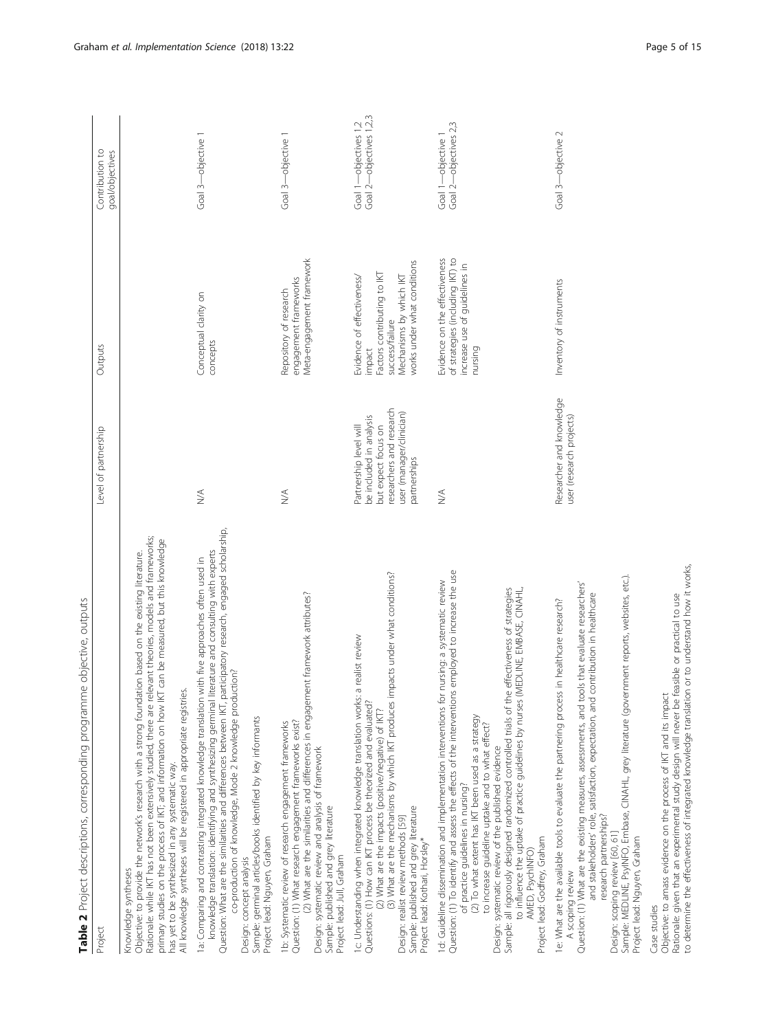**Table 2** Project descriptions, corresponding programme objective, outputs

| Project | Level of partnership | Outputs | Contribution to goal/objectives |
|---|---|---|---|
| Knowledge syntheses<br>Objective: to provide the network's research with a strong foundation based on the existing literature.<br>Rationale: while IKT has not been extensively studied, there are relevant theories, models and frameworks; primary studies on the process of IKT; and information on how IKT can be measured, but this knowledge has yet to be synthesized in any systematic way.<br>All knowledge syntheses will be registered in appropriate registries. | | | |
| 1a: Comparing and contrasting integrated knowledge translation with five approaches often used in knowledge translation: identifying and synthesizing germinal literature and consulting with experts<br>Question: What are the similarities and differences between IKT, participatory research, engaged scholarship, co-production of knowledge, Mode 2 knowledge production?<br>Design: concept analysis<br>Sample: germinal articles/books identified by key informants<br>Project lead: Nguyen, Graham | N/A | Conceptual clarity on concepts | Goal 3—objective 1 |
| 1b: Systematic review of research engagement frameworks<br>Question: (1) What research engagement frameworks exist?<br>(2) What are the similarities and differences in engagement framework attributes?<br>Design: systematic review and analysis of framework<br>Sample: published and grey literature<br>Project lead: Jull, Graham | N/A | Repository of research engagement frameworks<br>Meta-engagement framework | Goal 3—objective 1 |
| 1c: Understanding when integrated knowledge translation works: a realist review<br>Questions: (1) How can IKT process be theorized and evaluated?<br>(2) What are the impacts (positive/negative) of IKT?<br>(3) What are the mechanisms by which IKT produces impacts under what conditions?<br>Design: realist review methods [59]<br>Sample: published and grey literature<br>Project lead: Kothari, Horsley* | Partnership level will be included in analysis but expect focus on researchers and research user (manager/clinician) partnerships | Evidence of effectiveness/impact<br>Factors contributing to IKT success/failure<br>Mechanisms by which IKT works under what conditions | Goal 1—objectives 1,2<br>Goal 2—objectives 1,2,3 |
| 1d: Guideline dissemination and implementation interventions for nursing: a systematic review<br>Question: (1) To identify and assess the effects of the interventions employed to increase the use of practice guidelines in nursing?<br>(2) To what extent has IKT been used as a strategy to increase guideline uptake and to what effect?<br>Design: systematic review of the published evidence<br>Sample: all rigorously designed randomized controlled trials of the effectiveness of strategies to influence the uptake of practice guidelines by nurses (MEDLINE, EMBASE, CINAHL, AMED, PsychINFO)<br>Project lead: Godfrey, Graham | N/A | Evidence on the effectiveness of strategies (including IKT) to increase use of guidelines in nursing | Goal 1—objective 1<br>Goal 2—objectives 2,3 |
| 1e: What are the available tools to evaluate the partnering process in healthcare research?<br>A scoping review<br>Question: (1) What are the existing measures, assessments, and tools that evaluate researchers' and stakeholders' role, satisfaction, expectation, and contribution in healthcare research partnerships?<br>Design: scoping review [60, 61]<br>Sample: MEDLINE, PsyINFO, Embase, CINAHL, grey literature (government reports, websites, etc.).<br>Project lead: Nguyen, Graham | Researcher and knowledge user (research projects) | Inventory of instruments | Goal 3—objective 2 |
| Case studies<br>Objective: to amass evidence on the process of IKT and its impact<br>Rationale: given that an experimental study design will never be feasible or practical to use to determine the effectiveness of integrated knowledge translation or to understand how it works, | | | |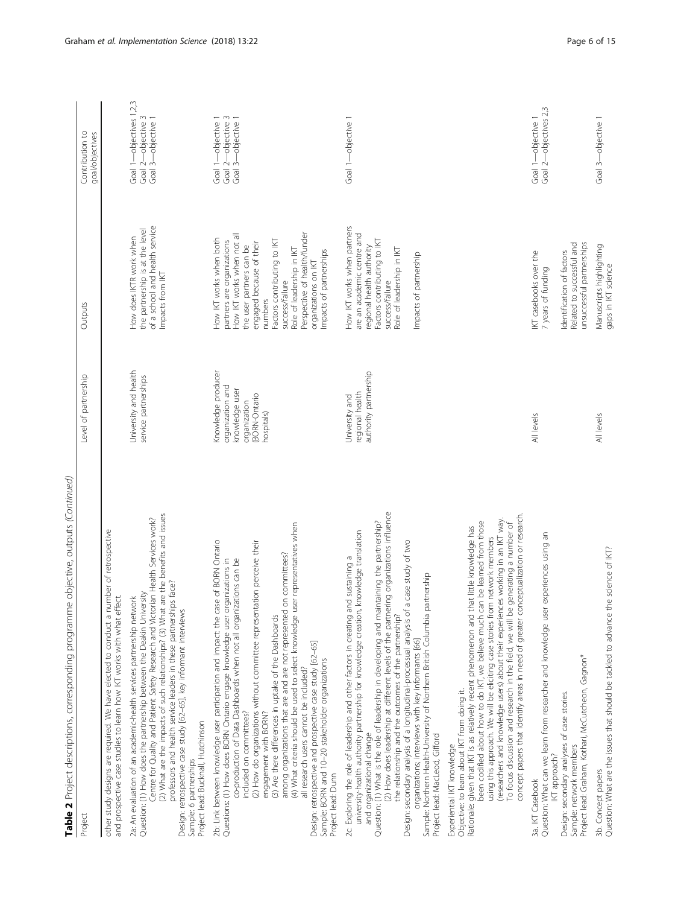**Table 2** Project descriptions, corresponding programme objective, outputs *(Continued)*

| Project | Level of partnership | Outputs | Contribution to goal/objectives |
|---|---|---|---|
| other study designs are required. We have elected to conduct a number of retrospective and prospective case studies to learn how IKT works with what effect. | | | |
| 2a: An evaluation of an academic-health services partnership network<br>Question: (1) How does the partnership between the Deakin University Centre for Quality and Patient Safety Research and Victorian Health Services work? (2) What are the impacts of such relationships? (3) What are the benefits and issues professors and health service leaders in these partnerships face?<br>Design: retrospective case study [62–65], key informant interviews<br>Sample: 6 partnerships<br>Project lead: Bucknall, Hutchinson | University and health service partnerships | How does IKTR work when the partnership is at the level of a school and health service<br>Impacts from IKT | Goal 1—objectives 1,2,3<br>Goal 2—objective 3<br>Goal 3—objective 1 |
| 2b: Link between knowledge user participation and impact: the case of BORN Ontario<br>Questions: (1) How does BORN Ontario engage knowledge user organizations in co-production of Data Dashboards when not all organizations can be included on committees?<br>(2) How do organizations without committee representation perceive their engagement with BORN?<br>(3) Are there differences in uptake of the Dashboards among organizations that are and are not represented on committees?<br>(4) What criteria should be used to select knowledge user representatives when all research users cannot be included?<br>Design: retrospective and prospective case study [62–65]<br>Sample: BORN and 10–20 stakeholder organizations<br>Project lead: Dunn | Knowledge producer organization and knowledge user organization (BORN-Ontario hospitals) | How IKT works when both partners are organizations<br>How IKT works when not all the user partners can be engaged because of their numbers<br>Factors contributing to IKT success/failure<br>Role of leadership in IKT<br>Perspective of health/funder organizations on IKT<br>Impacts of partnerships | Goal 1—objective 1<br>Goal 2—objective 3<br>Goal 3—objective 1 |
| 2c: Exploring the role of leadership and other factors in creating and sustaining a university-health authority partnership for knowledge creation, knowledge translation and organizational change<br>Question: (1) What is the role of leadership in developing and maintaining the partnership? (2) How does leadership at different levels of the partnering organizations influence the relationship and the outcomes of the partnership?<br>Design: secondary analysis of a longitudinal-processual analysis of a case study of two organizations; interviews with key informants [66]<br>Sample: Northern Health-University of Northern British Columbia partnership<br>Project lead: MacLeod, Gifford | University and regional health authority partnership | How IKT works when partners are an academic centre and regional health authority<br>Factors contributing to IKT success/failure<br>Role of leadership in IKT<br><br>Impacts of partnership | Goal 1—objective 1 |
| Experiential IKT knowledge<br>Objective: to learn about IKT from doing it.<br>Rationale: given that IKT is as relatively recent phenomenon and that little knowledge has been codified about how to do IKT, we believe much can be learned from those using this approach. We will be eliciting case stories from network members (researchers and knowledge users) about their experiences working in an IKT way. To focus discussion and research in the field, we will be generating a number of concept papers that identify areas in need of greater conceptualization or research. | | | |
| 3a. IKT Casebook<br>Question: What can we learn from researcher and knowledge user experiences using an IKT approach?<br>Design: secondary analyses of case stories.<br>Sample: network members<br>Project lead: Graham, Kothari, McCutcheon, Gagnon* | All levels | IKT casebooks over the 7 years of funding<br><br>Identification of factors Related to successful and unsuccessful partnerships | Goal 1—objective 1<br>Goal 2—objectives 2,3 |
| 3b. Concept papers<br>Question: What are the issues that should be tackled to advance the science of IKT? | All levels | Manuscripts highlighting gaps in IKT science | Goal 3—objective 1 |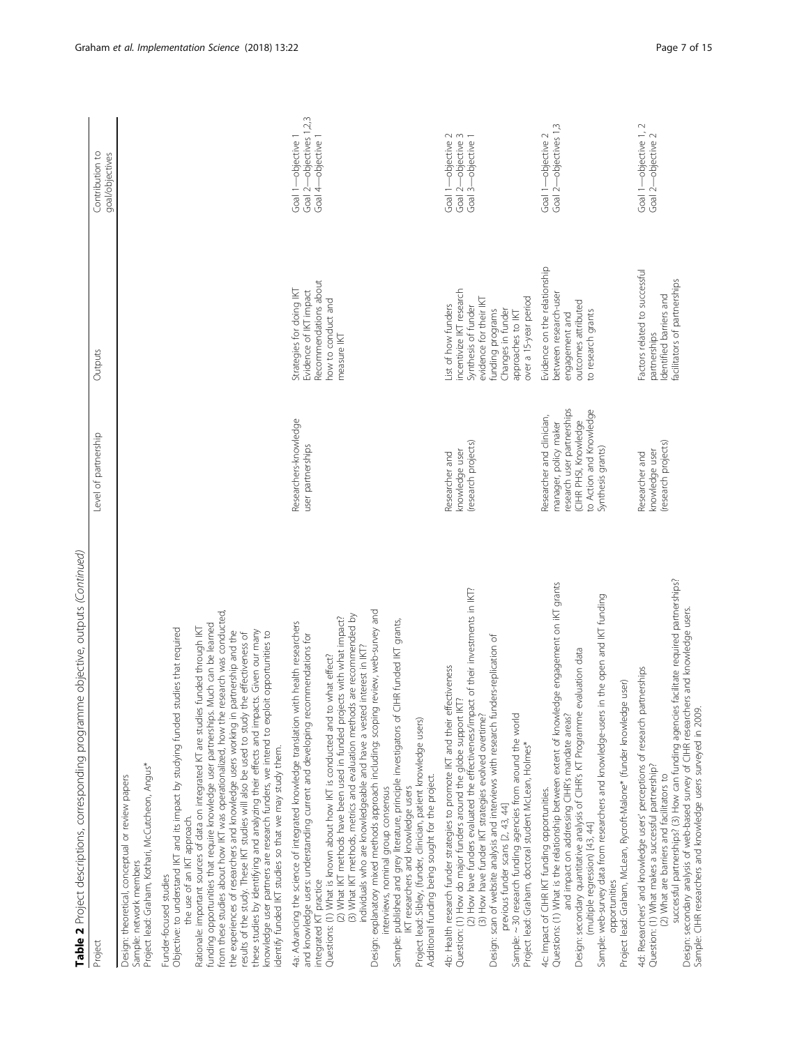**Table 2** Project descriptions, corresponding programme objective, outputs (*Continued*)

| Project | Level of partnership | Outputs | Contribution to goal/objectives |
|---|---|---|---|
| Design: theoretical, conceptual or review papers<br>Sample: network members<br>Project lead: Graham, Kothari, McCutcheon, Angus* | | | |
| Funder-focused studies<br>Objective: to understand IKT and its impact by studying funded studies that required the use of an IKT approach.<br>Rationale: important sources of data on integrated KT are studies funded through IKT funding opportunities that require knowledge user partnerships. Much can be learned from these studies about how IKT was operationalized, how the research was conducted, the experiences of researchers and knowledge users working in partnership and the results of the study. These IKT studies will also be used to study the effectiveness of these studies by identifying and analyzing their effects and impacts. Given our many knowledge user partners are research funders, we intend to exploit opportunities to identify funded IKT studies so that we may study them. | | | |
| 4a: Advancing the science of integrated knowledge translation with health researchers and knowledge users: understanding current and developing recommendations for integrated KT practice<br>Questions: (1) What is known about how IKT is conducted and to what effect?<br>(2) What IKT methods have been used in funded projects with what impact?<br>(3) What IKT methods, metrics and evaluation methods are recommended by individuals who are knowledgeable and have a vested interest in IKT?<br>Design: explanatory mixed methods approach including: scoping review, web-survey and interviews, nominal group consensus<br>Sample: published and grey literature, principle investigators of CIHR funded IKT grants, IKT researchers and knowledge users<br>Project lead: Sibley, (funder, clinician, patient knowledge users)<br>Additional funding being sought for the project. | Researchers-knowledge user partnerships | Strategies for doing IKT<br>Evidence of IKT impact<br>Recommendations about how to conduct and measure IKT | Goal 1—objective 1<br>Goal 2—objectives 1,2,3<br>Goal 4—objective 1 |
| 4b: Health research funder strategies to promote IKT and their effectiveness<br>Question: (1) How do major funders around the globe support IKT?<br>(2) How have funders evaluated the effectiveness/impact of their investments in IKT?<br>(3) How have funder IKT strategies evolved overtime?<br>Design: scan of website analysis and interviews with research funders-replication of previous funder scans [2, 43, 44]<br>Sample: ~ 30 research funding agencies from around the world<br>Project lead: Graham, doctoral student McLean, Holmes* | Researcher and knowledge user (research projects) | List of how funders incentivize IKT research<br>Synthesis of funder evidence for their IKT funding programs<br>Changes in funder approaches to IKT over a 15-year period | Goal 1—objective 2<br>Goal 2—objective 3<br>Goal 3—objective 1 |
| 4c: Impact of CIHR IKT funding opportunities<br>Questions: (1) What is the relationship between extent of knowledge engagement on iKT grants and impact on addressing CIHR's mandate areas?<br>Design: secondary quantitative analysis of CIHR's KT Programme evaluation data (multiple regression) [43, 44]<br>Sample: web-survey data from researchers and knowledge-users in the open and IKT funding opportunities<br>Project lead: Graham, McLean, Rycroft-Malone* (funder knowledge user) | Researcher and clinician, manager, policy maker research user partnerships (CIHR PHSI, Knowledge to Action and Knowledge Synthesis grants) | Evidence on the relationship between research-user engagement and outcomes attributed to research grants | Goal 1—objective 2<br>Goal 2—objectives 1,3 |
| 4d: Researchers' and knowledge users' perceptions of research partnerships<br>Question: (1) What makes a successful partnership?<br>(2) What are barriers and facilitators to successful partnerships? (3) How can funding agencies facilitate required partnerships?<br>Design: secondary analysis of web-based survey of CIHR researchers and knowledge users.<br>Sample: CIHR researchers and knowledge users surveyed in 2009. | Researcher and knowledge user (research projects) | Factors related to successful partnerships<br>Identified barriers and facilitators of partnerships | Goal 1—objective 1, 2<br>Goal 2—objective 2 |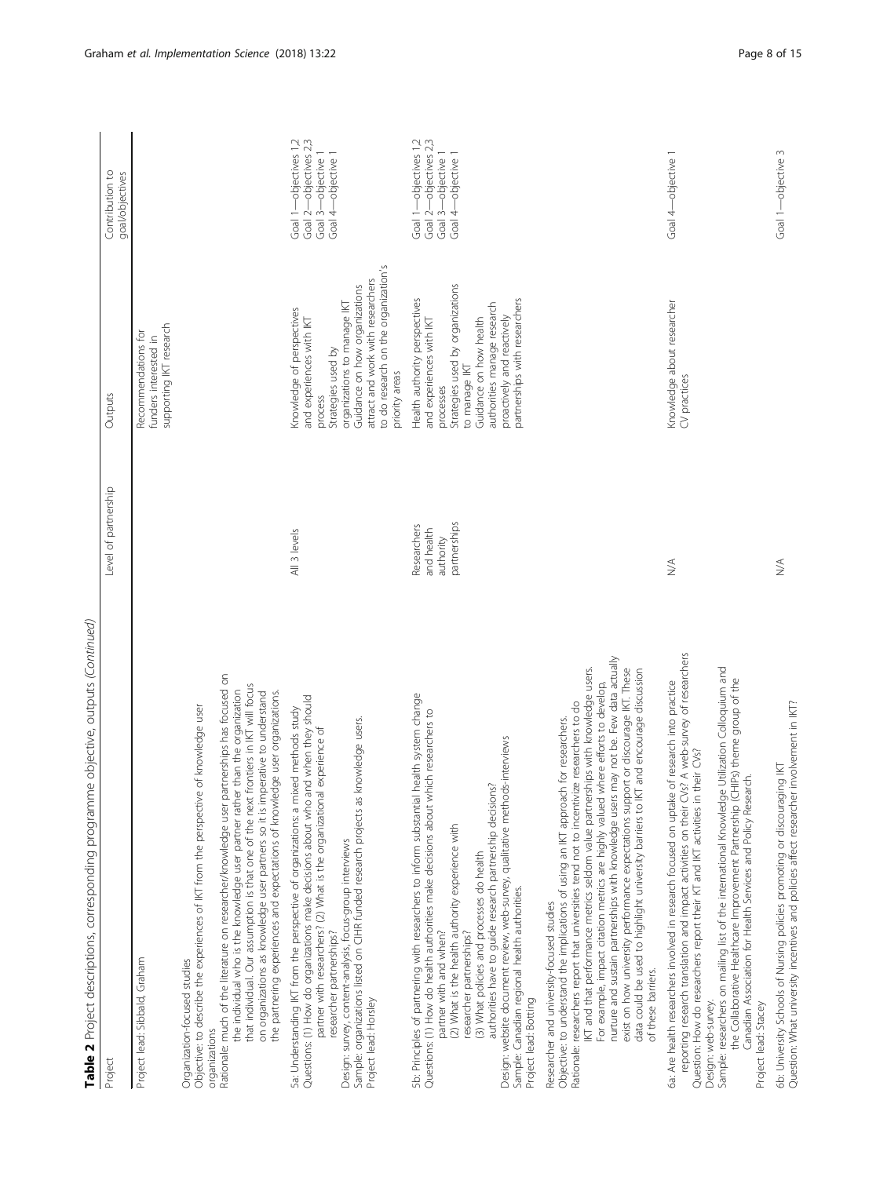**Table 2** Project descriptions, corresponding programme objective, outputs *(Continued)*

| Project | Level of partnership | Outputs | Contribution to goal/objectives |
|---|---|---|---|
| Project lead: Sibbald, Graham | | Recommendations for funders interested in supporting IKT research | |
| Organization-focused studies<br>Objective: to describe the experiences of IKT from the perspective of knowledge user organizations<br>Rationale: much of the literature on researcher/knowledge user partnerships has focused on the individual who is the knowledge user partner rather than the organization that individual. Our assumption is that one of the next frontiers in IKT will focus on organizations as knowledge user partners so it is imperative to understand the partnering experiences and expectations of knowledge user organizations. | | | |
| 5a: Understanding IKT from the perspective of organizations: a mixed methods study<br>Questions: (1) How do organizations make decisions about who and when they should partner with researchers? (2) What is the organizational experience of researcher partnerships?<br>Design: survey, content-analysis, focus-group interviews<br>Sample: organizations listed on CIHR funded research projects as knowledge users.<br>Project lead: Horsley | All 3 levels | Knowledge of perspectives and experiences with IKT process<br>Strategies used by organizations to manage IKT<br>Guidance on how organizations attract and work with researchers to do research on the organization's priority areas | Goal 1—objectives 1,2<br>Goal 2—objectives 2,3<br>Goal 3—objective 1<br>Goal 4—objective 1 |
| 5b: Principles of partnering with researchers to inform substantial health system change<br>Questions: (1) How do health authorities make decisions about which researchers to partner with and when?<br>(2) What is the health authority experience with researcher partnerships?<br>(3) What policies and processes do health authorities have to guide research partnership decisions?<br>Design: website document review, web-survey, qualitative methods-interviews<br>Sample: Canadian regional health authorities.<br>Project lead: Botting | Researchers and health authority partnerships | Health authority perspectives and experiences with IKT processes<br>Strategies used by organizations to manage IKT<br>Guidance on how health authorities manage research proactively and reactively partnerships with researchers | Goal 1—objectives 1,2<br>Goal 2—objectives 2,3<br>Goal 3—objective 1<br>Goal 4—objective 1 |
| Researcher and university-focused studies<br>Objective: to understand the implications of using an IKT approach for researchers.<br>Rationale: researchers report that universities tend not to incentivize researchers to do IKT and that performance metrics seldom value partnerships with knowledge users. For example, impact citation metrics are highly valued where efforts to develop, nurture and sustain partnerships with knowledge users may not be. Few data actually exist on how university performance expectations support or discourage IKT. These data could be used to highlight university barriers to IKT and encourage discussion of these barriers. | | | |
| 6a: Are health researchers involved in research focused on uptake of research into practice reporting research translation and impact activities on their CVs? A web-survey of researchers<br>Question: How do researchers report their KT and IKT activities in their CVs?<br>Design: web-survey.<br>Sample: researchers on mailing list of the international Knowledge Utilization Colloquium and the Collaborative Healthcare Improvement Partnership (CHIPs) theme group of the Canadian Association for Health Services and Policy Research.<br>Project lead: Stacey | N/A | Knowledge about researcher CV practices | Goal 4—objective 1 |
| 6b: University Schools of Nursing policies promoting or discouraging IKT<br>Question: What university incentives and policies affect researcher involvement in IKT? | N/A | | Goal 1—objective 3 |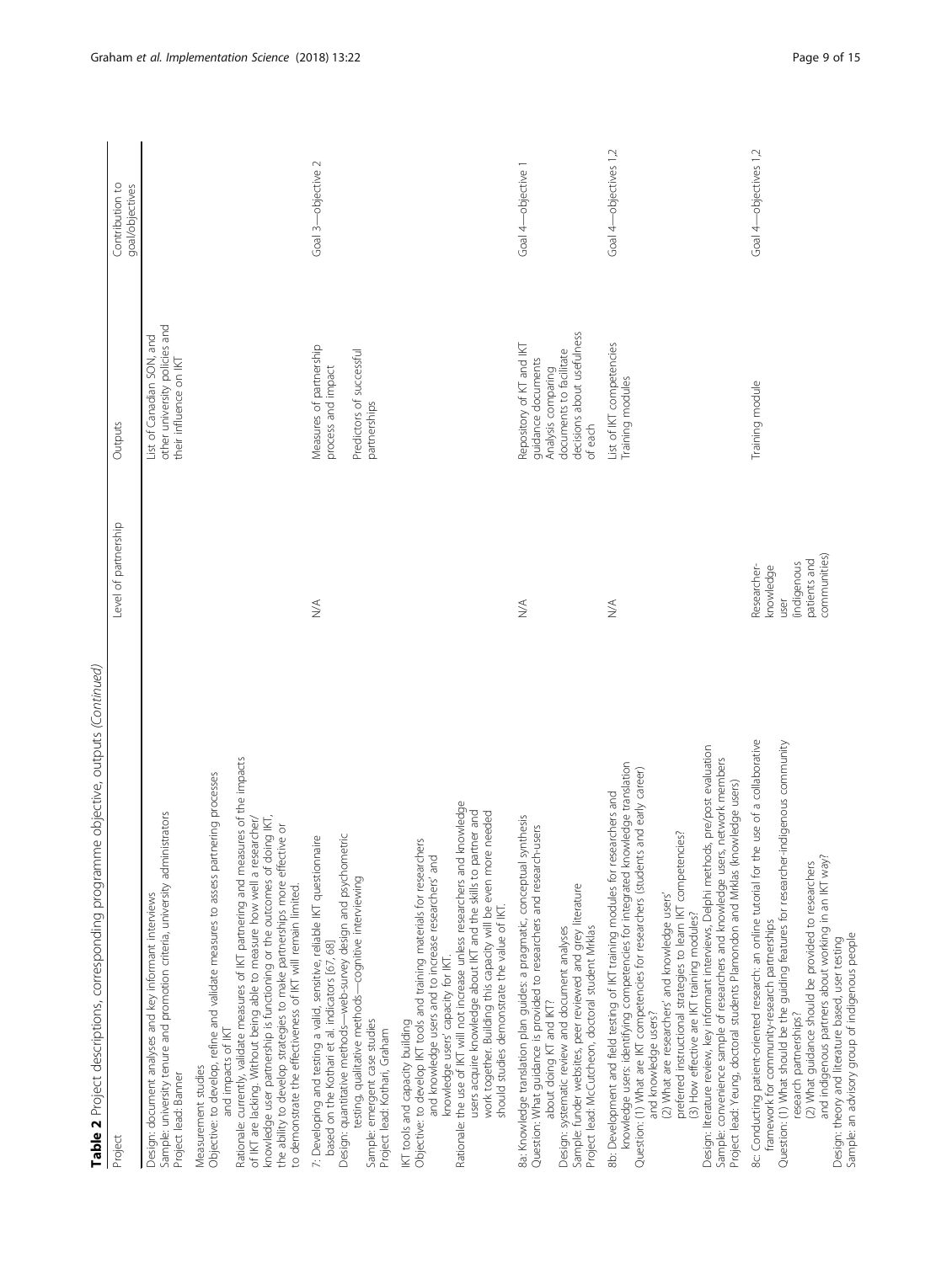**Table 2** Project descriptions, corresponding programme objective, outputs *(Continued)*

| Project | Level of partnership | Outputs | Contribution to goal/objectives |
|---|---|---|---|
| Design: document analyses and key informant interviews<br>Sample: university tenure and promotion criteria, university administrators<br>Project lead: Banner | | List of Canadian SON, and other university policies and their influence on IKT | |
| Measurement studies<br>Objective: to develop, refine and validate measures to assess partnering processes and impacts of IKT<br>Rationale: currently, validate measures of IKT partnering and measures of the impacts of IKT are lacking. Without being able to measure how well a researcher/knowledge user partnership is functioning or the outcomes of doing IKT, the ability to develop strategies to make partnerships more effective or to demonstrate the effectiveness of IKT will remain limited. | | | |
| 7: Developing and testing a valid, sensitive, reliable IKT questionnaire based on the Kothari et al. indicators [67, 68]<br>Design: quantitative methods—web-survey design and psychometric testing, qualitative methods—cognitive interviewing<br>Sample: emergent case studies<br>Project lead: Kothari, Graham | N/A | Measures of partnership process and impact<br>Predictors of successful partnerships | Goal 3—objective 2 |
| IKT tools and capacity building<br>Objective: to develop IKT tools and training materials for researchers and knowledge users and to increase researchers' and knowledge users' capacity for IKT.<br>Rationale: the use of IKT will not increase unless researchers and knowledge users acquire knowledge about IKT and the skills to partner and work together. Building this capacity will be even more needed should studies demonstrate the value of IKT. | | | |
| 8a: Knowledge translation plan guides: a pragmatic, conceptual synthesis<br>Question: What guidance is provided to researchers and research-users about doing KT and IKT?<br>Design: systematic review and document analyses<br>Sample: funder websites, peer reviewed and grey literature<br>Project lead: McCutcheon, doctoral student Mrklas | N/A | Repository of KT and IKT guidance documents<br>Analysis comparing documents to facilitate decisions about usefulness of each | Goal 4—objective 1 |
| 8b: Development and field testing of IKT training modules for researchers and knowledge users: identifying competencies for integrated knowledge translation<br>Question: (1) What are IKT competencies for researchers (students and early career) and knowledge users?<br>(2) What are researchers' and knowledge users' preferred instructional strategies to learn IKT competencies?<br>(3) How effective are IKT training modules?<br>Design: literature review, key informant interviews, Delphi methods, pre/post evaluation<br>Sample: convenience sample of researchers and knowledge users, network members<br>Project lead: Yeung, doctoral students Plamondon and Mrklas (knowledge users) | N/A | List of IKT competencies<br>Training modules | Goal 4—objectives 1,2 |
| 8c: Conducting patient-oriented research: an online tutorial for the use of a collaborative framework for community-research partnerships<br>Question: (1) What should be the guiding features for researcher-indigenous community research partnerships?<br>(2) What guidance should be provided to researchers and indigenous partners about working in an IKT way?<br>Design: theory and literature based, user testing<br>Sample: an advisory group of indigenous people | Researcher-knowledge user (indigenous patients and communities) | Training module | Goal 4—objectives 1,2 |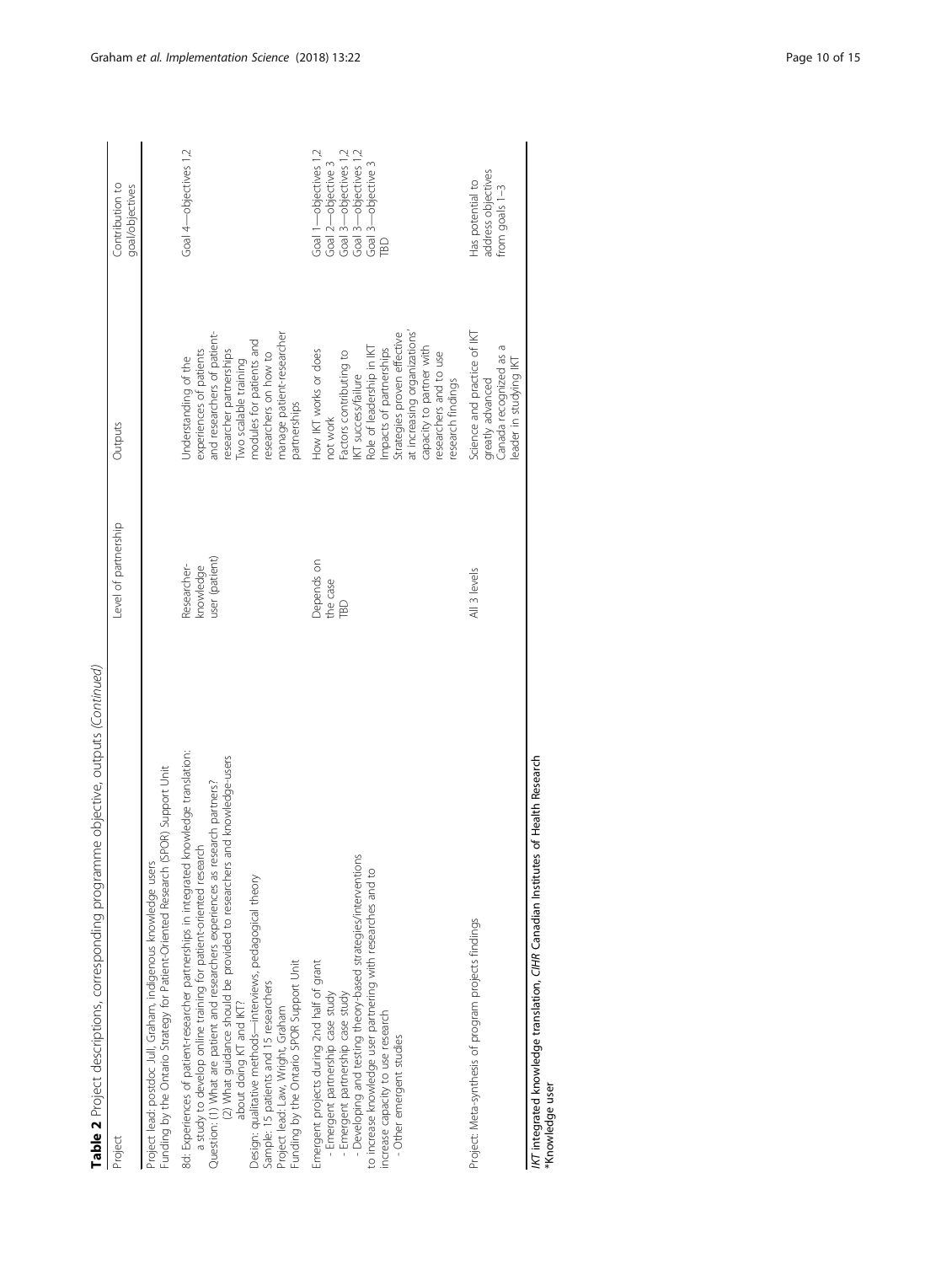**Table 2** Project descriptions, corresponding programme objective, outputs *(Continued)*

| Project | Level of partnership | Outputs | Contribution to goal/objectives |
|---|---|---|---|
| Project lead: postdoc Jull, Graham, indigenous knowledge users<br>Funding by the Ontario Strategy for Patient-Oriented Research (SPOR) Support Unit | | | |
| 8d: Experiences of patient-researcher partnerships in integrated knowledge translation: a study to develop online training for patient-oriented research<br>Question: (1) What are patient and researchers experiences as research partners? (2) What guidance should be provided to researchers and knowledge-users about doing KT and IKT?<br>Design: qualitative methods—interviews, pedagogical theory<br>Sample: 15 patients and 15 researchers<br>Project lead: Law, Wright, Graham<br>Funding by the Ontario SPOR Support Unit | Researcher-knowledge user (patient) | Understanding of the experiences of patients and researchers of patient-researcher partnerships<br>Two scalable training modules for patients and researchers on how to manage patient-researcher partnerships | Goal 4—objectives 1,2 |
| Emergent projects during 2nd half of grant<br>- Emergent partnership case study<br>- Emergent partnership case study<br>- Developing and testing theory-based strategies/interventions to increase knowledge user partnering with researches and to increase capacity to use research<br>- Other emergent studies | Depends on the case<br>TBD | How IKT works or does not work<br>Factors contributing to IKT success/failure<br>Role of leadership in IKT<br>Impacts of partnerships<br>Strategies proven effective at increasing organizations' capacity to partner with researchers and to use research findings | Goal 1—objectives 1,2<br>Goal 2—objective 3<br>Goal 3—objectives 1,2<br>Goal 3—objectives 1,2<br>Goal 3—objective 3<br>TBD |
| Project: Meta-synthesis of program projects findings | All 3 levels | Science and practice of IKT greatly advanced<br>Canada recognized as a leader in studying IKT | Has potential to address objectives from goals 1–3 |

*IKT* integrated knowledge translation, *CIHR* Canadian Institutes of Health Research
*Knowledge user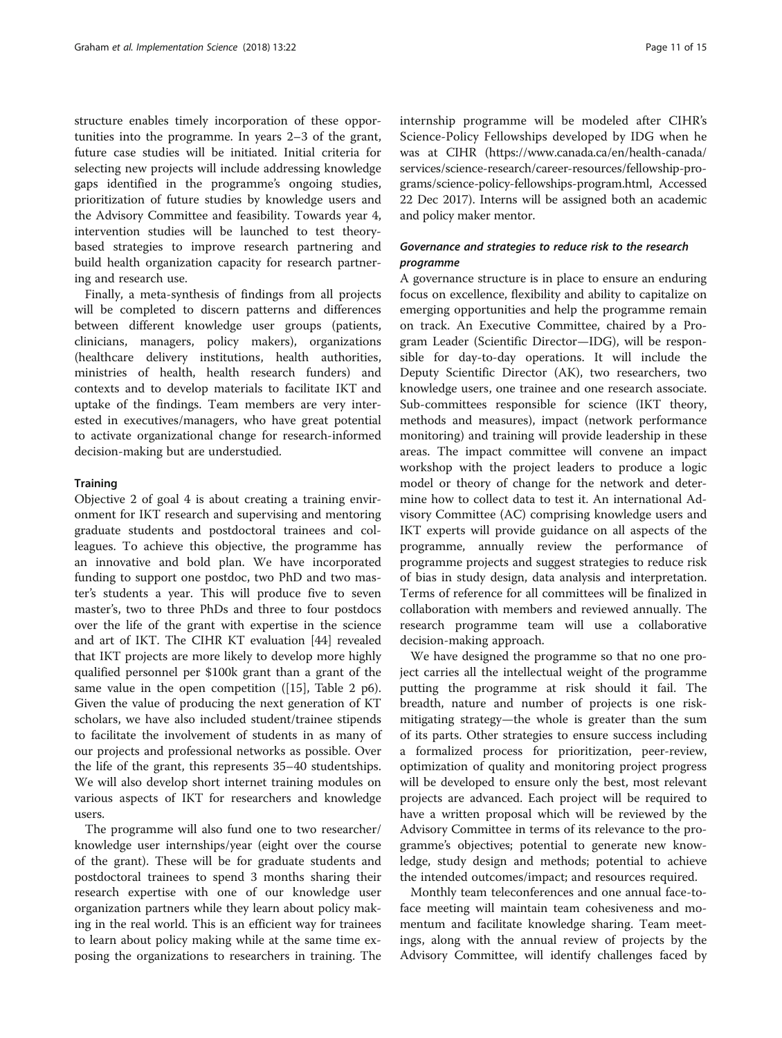structure enables timely incorporation of these opportunities into the programme. In years 2–3 of the grant, future case studies will be initiated. Initial criteria for selecting new projects will include addressing knowledge gaps identified in the programme's ongoing studies, prioritization of future studies by knowledge users and the Advisory Committee and feasibility. Towards year 4, intervention studies will be launched to test theory-based strategies to improve research partnering and build health organization capacity for research partnering and research use.

Finally, a meta-synthesis of findings from all projects will be completed to discern patterns and differences between different knowledge user groups (patients, clinicians, managers, policy makers), organizations (healthcare delivery institutions, health authorities, ministries of health, health research funders) and contexts and to develop materials to facilitate IKT and uptake of the findings. Team members are very interested in executives/managers, who have great potential to activate organizational change for research-informed decision-making but are understudied.

#### Training

Objective 2 of goal 4 is about creating a training environment for IKT research and supervising and mentoring graduate students and postdoctoral trainees and colleagues. To achieve this objective, the programme has an innovative and bold plan. We have incorporated funding to support one postdoc, two PhD and two master's students a year. This will produce five to seven master's, two to three PhDs and three to four postdocs over the life of the grant with expertise in the science and art of IKT. The CIHR KT evaluation [44] revealed that IKT projects are more likely to develop more highly qualified personnel per \$100k grant than a grant of the same value in the open competition ([15], Table 2 p6). Given the value of producing the next generation of KT scholars, we have also included student/trainee stipends to facilitate the involvement of students in as many of our projects and professional networks as possible. Over the life of the grant, this represents 35–40 studentships. We will also develop short internet training modules on various aspects of IKT for researchers and knowledge users.

The programme will also fund one to two researcher/knowledge user internships/year (eight over the course of the grant). These will be for graduate students and postdoctoral trainees to spend 3 months sharing their research expertise with one of our knowledge user organization partners while they learn about policy making in the real world. This is an efficient way for trainees to learn about policy making while at the same time exposing the organizations to researchers in training. The internship programme will be modeled after CIHR's Science-Policy Fellowships developed by IDG when he was at CIHR (https://www.canada.ca/en/health-canada/services/science-research/career-resources/fellowship-programs/science-policy-fellowships-program.html, Accessed 22 Dec 2017). Interns will be assigned both an academic and policy maker mentor.

#### *Governance and strategies to reduce risk to the research programme*

A governance structure is in place to ensure an enduring focus on excellence, flexibility and ability to capitalize on emerging opportunities and help the programme remain on track. An Executive Committee, chaired by a Program Leader (Scientific Director—IDG), will be responsible for day-to-day operations. It will include the Deputy Scientific Director (AK), two researchers, two knowledge users, one trainee and one research associate. Sub-committees responsible for science (IKT theory, methods and measures), impact (network performance monitoring) and training will provide leadership in these areas. The impact committee will convene an impact workshop with the project leaders to produce a logic model or theory of change for the network and determine how to collect data to test it. An international Advisory Committee (AC) comprising knowledge users and IKT experts will provide guidance on all aspects of the programme, annually review the performance of programme projects and suggest strategies to reduce risk of bias in study design, data analysis and interpretation. Terms of reference for all committees will be finalized in collaboration with members and reviewed annually. The research programme team will use a collaborative decision-making approach.

We have designed the programme so that no one project carries all the intellectual weight of the programme putting the programme at risk should it fail. The breadth, nature and number of projects is one risk-mitigating strategy—the whole is greater than the sum of its parts. Other strategies to ensure success including a formalized process for prioritization, peer-review, optimization of quality and monitoring project progress will be developed to ensure only the best, most relevant projects are advanced. Each project will be required to have a written proposal which will be reviewed by the Advisory Committee in terms of its relevance to the programme's objectives; potential to generate new knowledge, study design and methods; potential to achieve the intended outcomes/impact; and resources required.

Monthly team teleconferences and one annual face-to-face meeting will maintain team cohesiveness and momentum and facilitate knowledge sharing. Team meetings, along with the annual review of projects by the Advisory Committee, will identify challenges faced by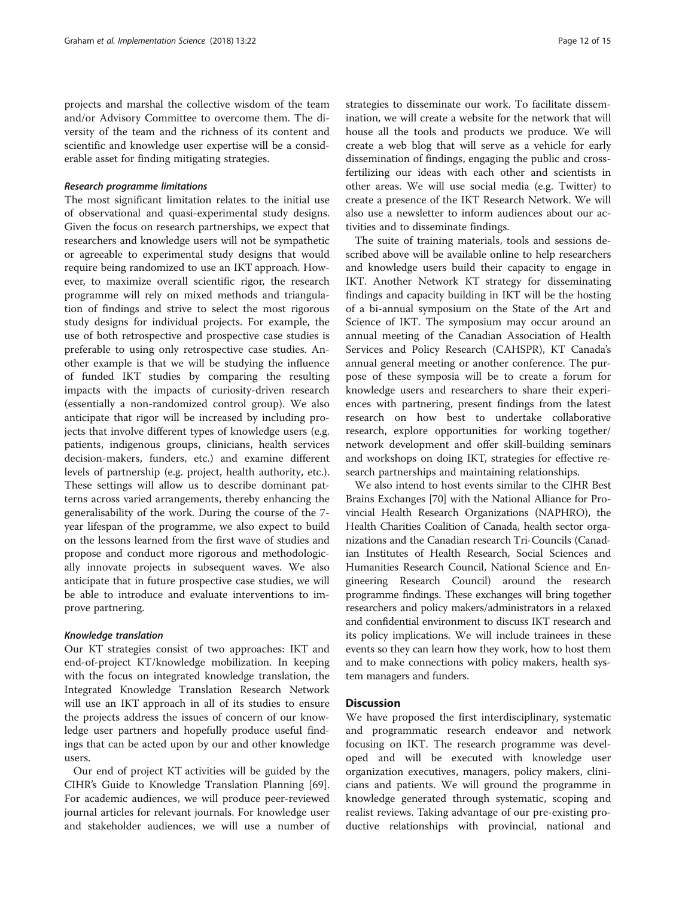projects and marshal the collective wisdom of the team and/or Advisory Committee to overcome them. The diversity of the team and the richness of its content and scientific and knowledge user expertise will be a considerable asset for finding mitigating strategies.

#### *Research programme limitations*

The most significant limitation relates to the initial use of observational and quasi-experimental study designs. Given the focus on research partnerships, we expect that researchers and knowledge users will not be sympathetic or agreeable to experimental study designs that would require being randomized to use an IKT approach. However, to maximize overall scientific rigor, the research programme will rely on mixed methods and triangulation of findings and strive to select the most rigorous study designs for individual projects. For example, the use of both retrospective and prospective case studies is preferable to using only retrospective case studies. Another example is that we will be studying the influence of funded IKT studies by comparing the resulting impacts with the impacts of curiosity-driven research (essentially a non-randomized control group). We also anticipate that rigor will be increased by including projects that involve different types of knowledge users (e.g. patients, indigenous groups, clinicians, health services decision-makers, funders, etc.) and examine different levels of partnership (e.g. project, health authority, etc.). These settings will allow us to describe dominant patterns across varied arrangements, thereby enhancing the generalisability of the work. During the course of the 7-year lifespan of the programme, we also expect to build on the lessons learned from the first wave of studies and propose and conduct more rigorous and methodologically innovate projects in subsequent waves. We also anticipate that in future prospective case studies, we will be able to introduce and evaluate interventions to improve partnering.

#### *Knowledge translation*

Our KT strategies consist of two approaches: IKT and end-of-project KT/knowledge mobilization. In keeping with the focus on integrated knowledge translation, the Integrated Knowledge Translation Research Network will use an IKT approach in all of its studies to ensure the projects address the issues of concern of our knowledge user partners and hopefully produce useful findings that can be acted upon by our and other knowledge users.

Our end of project KT activities will be guided by the CIHR's Guide to Knowledge Translation Planning [69]. For academic audiences, we will produce peer-reviewed journal articles for relevant journals. For knowledge user and stakeholder audiences, we will use a number of strategies to disseminate our work. To facilitate dissemination, we will create a website for the network that will house all the tools and products we produce. We will create a web blog that will serve as a vehicle for early dissemination of findings, engaging the public and cross-fertilizing our ideas with each other and scientists in other areas. We will use social media (e.g. Twitter) to create a presence of the IKT Research Network. We will also use a newsletter to inform audiences about our activities and to disseminate findings.

The suite of training materials, tools and sessions described above will be available online to help researchers and knowledge users build their capacity to engage in IKT. Another Network KT strategy for disseminating findings and capacity building in IKT will be the hosting of a bi-annual symposium on the State of the Art and Science of IKT. The symposium may occur around an annual meeting of the Canadian Association of Health Services and Policy Research (CAHSPR), KT Canada's annual general meeting or another conference. The purpose of these symposia will be to create a forum for knowledge users and researchers to share their experiences with partnering, present findings from the latest research on how best to undertake collaborative research, explore opportunities for working together/network development and offer skill-building seminars and workshops on doing IKT, strategies for effective research partnerships and maintaining relationships.

We also intend to host events similar to the CIHR Best Brains Exchanges [70] with the National Alliance for Provincial Health Research Organizations (NAPHRO), the Health Charities Coalition of Canada, health sector organizations and the Canadian research Tri-Councils (Canadian Institutes of Health Research, Social Sciences and Humanities Research Council, National Science and Engineering Research Council) around the research programme findings. These exchanges will bring together researchers and policy makers/administrators in a relaxed and confidential environment to discuss IKT research and its policy implications. We will include trainees in these events so they can learn how they work, how to host them and to make connections with policy makers, health system managers and funders.

## Discussion

We have proposed the first interdisciplinary, systematic and programmatic research endeavor and network focusing on IKT. The research programme was developed and will be executed with knowledge user organization executives, managers, policy makers, clinicians and patients. We will ground the programme in knowledge generated through systematic, scoping and realist reviews. Taking advantage of our pre-existing productive relationships with provincial, national and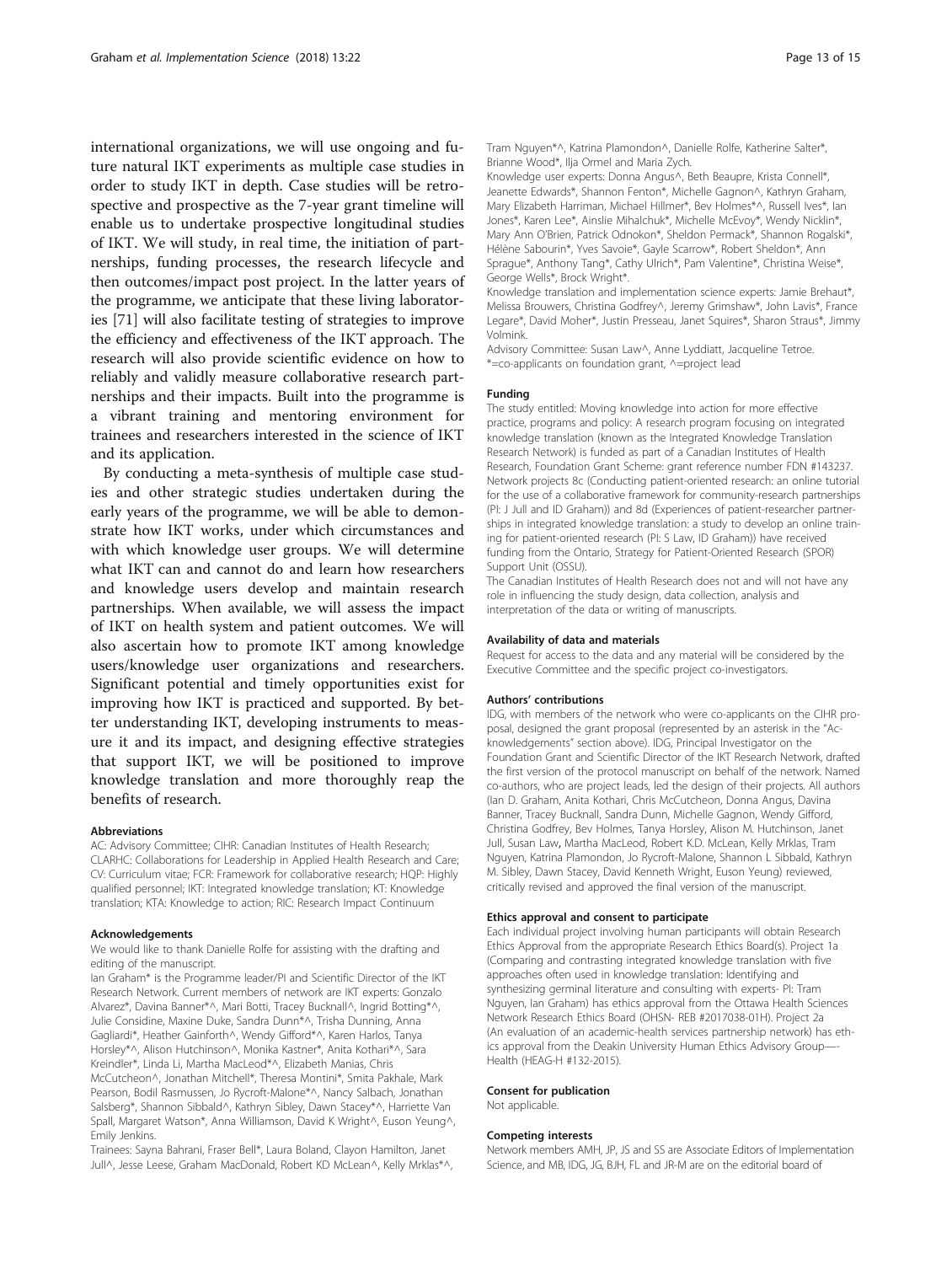international organizations, we will use ongoing and future natural IKT experiments as multiple case studies in order to study IKT in depth. Case studies will be retrospective and prospective as the 7-year grant timeline will enable us to undertake prospective longitudinal studies of IKT. We will study, in real time, the initiation of partnerships, funding processes, the research lifecycle and then outcomes/impact post project. In the latter years of the programme, we anticipate that these living laboratories [71] will also facilitate testing of strategies to improve the efficiency and effectiveness of the IKT approach. The research will also provide scientific evidence on how to reliably and validly measure collaborative research partnerships and their impacts. Built into the programme is a vibrant training and mentoring environment for trainees and researchers interested in the science of IKT and its application.

By conducting a meta-synthesis of multiple case studies and other strategic studies undertaken during the early years of the programme, we will be able to demonstrate how IKT works, under which circumstances and with which knowledge user groups. We will determine what IKT can and cannot do and learn how researchers and knowledge users develop and maintain research partnerships. When available, we will assess the impact of IKT on health system and patient outcomes. We will also ascertain how to promote IKT among knowledge users/knowledge user organizations and researchers. Significant potential and timely opportunities exist for improving how IKT is practiced and supported. By better understanding IKT, developing instruments to measure it and its impact, and designing effective strategies that support IKT, we will be positioned to improve knowledge translation and more thoroughly reap the benefits of research.

#### Abbreviations

AC: Advisory Committee; CIHR: Canadian Institutes of Health Research; CLARHC: Collaborations for Leadership in Applied Health Research and Care; CV: Curriculum vitae; FCR: Framework for collaborative research; HQP: Highly qualified personnel; IKT: Integrated knowledge translation; KT: Knowledge translation; KTA: Knowledge to action; RIC: Research Impact Continuum

#### Acknowledgements

We would like to thank Danielle Rolfe for assisting with the drafting and editing of the manuscript.

Ian Graham* is the Programme leader/PI and Scientific Director of the IKT Research Network. Current members of network are IKT experts: Gonzalo Alvarez*, Davina Banner*^, Mari Botti, Tracey Bucknall^, Ingrid Botting*^, Julie Considine, Maxine Duke, Sandra Dunn*^, Trisha Dunning, Anna Gagliardi*, Heather Gainforth^, Wendy Gifford*^, Karen Harlos, Tanya Horsley*^, Alison Hutchinson^, Monika Kastner*, Anita Kothari*^, Sara Kreindler*, Linda Li, Martha MacLeod*^, Elizabeth Manias, Chris McCutcheon^, Jonathan Mitchell*, Theresa Montini*, Smita Pakhale, Mark Pearson, Bodil Rasmussen, Jo Rycroft-Malone*^, Nancy Salbach, Jonathan Salsberg*, Shannon Sibbald^, Kathryn Sibley, Dawn Stacey*^, Harriette Van Spall, Margaret Watson*, Anna Williamson, David K Wright*^, Euson Yeung^, Emily Jenkins.

Trainees: Sayna Bahrani, Fraser Bell*, Laura Boland, Clayon Hamilton, Janet Jull^, Jesse Leese, Graham MacDonald, Robert KD McLean^, Kelly Mrklas*^, Tram Nguyen*^, Katrina Plamondon^, Danielle Rolfe, Katherine Salter*, Brianne Wood*, Ilja Ormel and Maria Zych.

Knowledge user experts: Donna Angus^, Beth Beaupre, Krista Connell*, Jeanette Edwards*, Shannon Fenton*, Michelle Gagnon^, Kathryn Graham, Mary Elizabeth Harriman, Michael Hillmer*, Bev Holmes*^, Russell Ives*, Ian Jones*, Karen Lee*, Ainslie Mihalchuk*, Michelle McEvoy*, Wendy Nicklin*, Mary Ann O'Brien, Patrick Odnokon*, Sheldon Permack*, Shannon Rogalski*, Hélène Sabourin*, Yves Savoie*, Gayle Scarrow*, Robert Sheldon*, Ann Sprague*, Anthony Tang*, Cathy Ulrich*, Pam Valentine*, Christina Weise*, George Wells*, Brock Wright*.

Knowledge translation and implementation science experts: Jamie Brehaut*, Melissa Brouwers, Christina Godfrey^, Jeremy Grimshaw*, John Lavis*, France Legare*, David Moher*, Justin Presseau, Janet Squires*, Sharon Straus*, Jimmy Volmink.

Advisory Committee: Susan Law^, Anne Lyddiatt, Jacqueline Tetroe.
*=co-applicants on foundation grant, ^=project lead

#### Funding

The study entitled: Moving knowledge into action for more effective practice, programs and policy: A research program focusing on integrated knowledge translation (known as the Integrated Knowledge Translation Research Network) is funded as part of a Canadian Institutes of Health Research, Foundation Grant Scheme: grant reference number FDN #143237. Network projects 8c (Conducting patient-oriented research: an online tutorial for the use of a collaborative framework for community-research partnerships (PI: J Jull and ID Graham)) and 8d (Experiences of patient-researcher partnerships in integrated knowledge translation: a study to develop an online training for patient-oriented research (PI: S Law, ID Graham)) have received funding from the Ontario, Strategy for Patient-Oriented Research (SPOR) Support Unit (OSSU).

The Canadian Institutes of Health Research does not and will not have any role in influencing the study design, data collection, analysis and interpretation of the data or writing of manuscripts.

#### Availability of data and materials

Request for access to the data and any material will be considered by the Executive Committee and the specific project co-investigators.

#### Authors' contributions

IDG, with members of the network who were co-applicants on the CIHR proposal, designed the grant proposal (represented by an asterisk in the "Acknowledgements" section above). IDG, Principal Investigator on the Foundation Grant and Scientific Director of the IKT Research Network, drafted the first version of the protocol manuscript on behalf of the network. Named co-authors, who are project leads, led the design of their projects. All authors (Ian D. Graham, Anita Kothari, Chris McCutcheon, Donna Angus, Davina Banner, Tracey Bucknall, Sandra Dunn, Michelle Gagnon, Wendy Gifford, Christina Godfrey, Bev Holmes, Tanya Horsley, Alison M. Hutchinson, Janet Jull, Susan Law, Martha MacLeod, Robert K.D. McLean, Kelly Mrklas, Tram Nguyen, Katrina Plamondon, Jo Rycroft-Malone, Shannon L Sibbald, Kathryn M. Sibley, Dawn Stacey, David Kenneth Wright, Euson Yeung) reviewed, critically revised and approved the final version of the manuscript.

#### Ethics approval and consent to participate

Each individual project involving human participants will obtain Research Ethics Approval from the appropriate Research Ethics Board(s). Project 1a (Comparing and contrasting integrated knowledge translation with five approaches often used in knowledge translation: Identifying and synthesizing germinal literature and consulting with experts- PI: Tram Nguyen, Ian Graham) has ethics approval from the Ottawa Health Sciences Network Research Ethics Board (OHSN- REB #2017038-01H). Project 2a (An evaluation of an academic-health services partnership network) has ethics approval from the Deakin University Human Ethics Advisory Group—-Health (HEAG-H #132-2015).

#### Consent for publication

Not applicable.

#### Competing interests

Network members AMH, JP, JS and SS are Associate Editors of Implementation Science, and MB, IDG, JG, BJH, FL and JR-M are on the editorial board of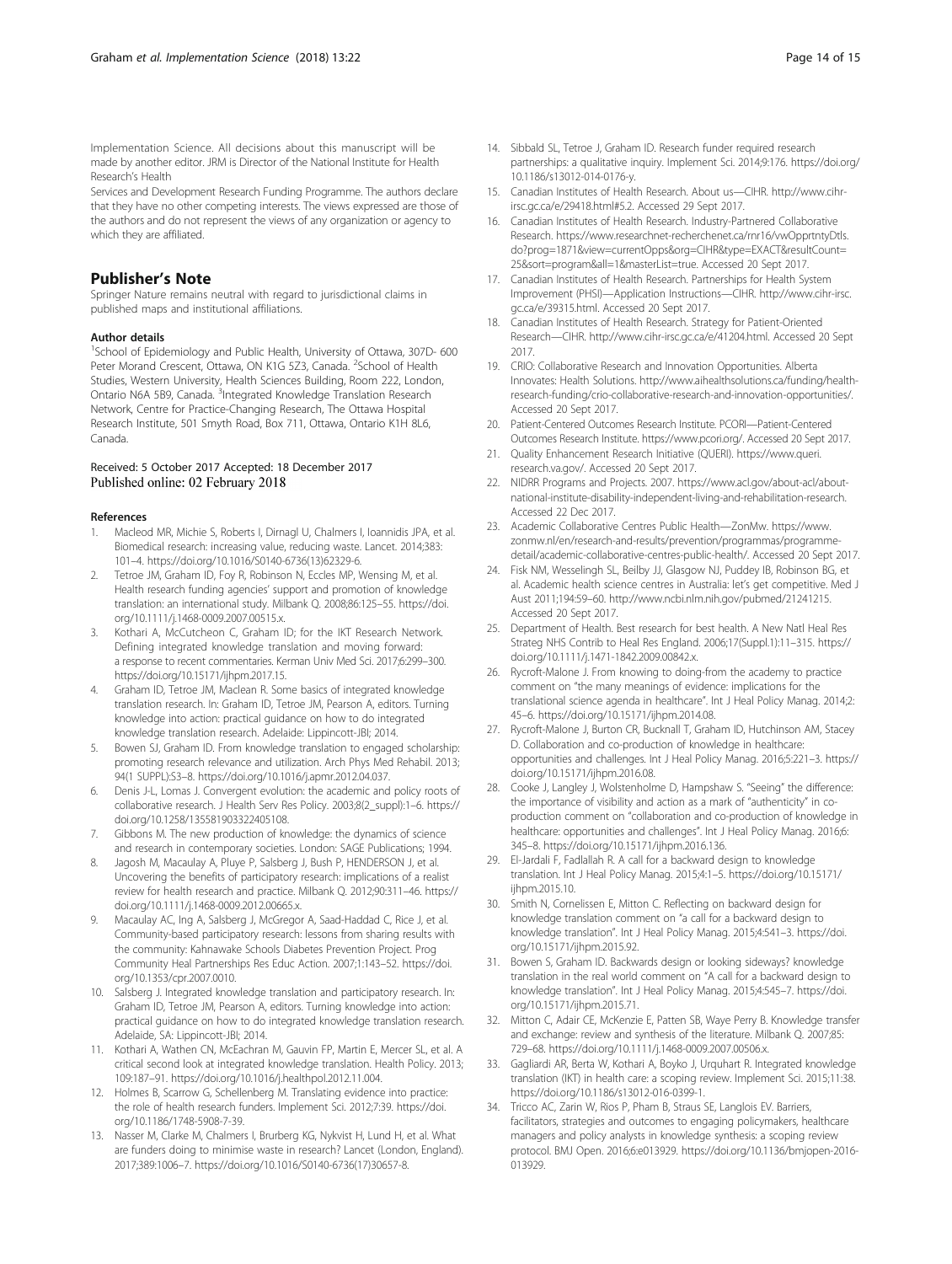Implementation Science. All decisions about this manuscript will be made by another editor. JRM is Director of the National Institute for Health Research's Health Services and Development Research Funding Programme. The authors declare that they have no other competing interests. The views expressed are those of the authors and do not represent the views of any organization or agency to which they are affiliated.

## Publisher's Note

Springer Nature remains neutral with regard to jurisdictional claims in published maps and institutional affiliations.

#### Author details

[1]School of Epidemiology and Public Health, University of Ottawa, 307D- 600 Peter Morand Crescent, Ottawa, ON K1G 5Z3, Canada. [2]School of Health Studies, Western University, Health Sciences Building, Room 222, London, Ontario N6A 5B9, Canada. [3]Integrated Knowledge Translation Research Network, Centre for Practice-Changing Research, The Ottawa Hospital Research Institute, 501 Smyth Road, Box 711, Ottawa, Ontario K1H 8L6, Canada.

Received: 5 October 2017 Accepted: 18 December 2017
Published online: 02 February 2018

#### References

1. Macleod MR, Michie S, Roberts I, Dirnagl U, Chalmers I, Ioannidis JPA, et al. Biomedical research: increasing value, reducing waste. Lancet. 2014;383: 101–4. https://doi.org/10.1016/S0140-6736(13)62329-6.
2. Tetroe JM, Graham ID, Foy R, Robinson N, Eccles MP, Wensing M, et al. Health research funding agencies' support and promotion of knowledge translation: an international study. Milbank Q. 2008;86:125–55. https://doi.org/10.1111/j.1468-0009.2007.00515.x.
3. Kothari A, McCutcheon C, Graham ID; for the IKT Research Network. Defining integrated knowledge translation and moving forward: a response to recent commentaries. Kerman Univ Med Sci. 2017;6:299–300. https://doi.org/10.15171/ijhpm.2017.15.
4. Graham ID, Tetroe JM, Maclean R. Some basics of integrated knowledge translation research. In: Graham ID, Tetroe JM, Pearson A, editors. Turning knowledge into action: practical guidance on how to do integrated knowledge translation research. Adelaide: Lippincott-JBI; 2014.
5. Bowen SJ, Graham ID. From knowledge translation to engaged scholarship: promoting research relevance and utilization. Arch Phys Med Rehabil. 2013; 94(1 SUPPL):S3–8. https://doi.org/10.1016/j.apmr.2012.04.037.
6. Denis J-L, Lomas J. Convergent evolution: the academic and policy roots of collaborative research. J Health Serv Res Policy. 2003;8(2_suppl):1–6. https://doi.org/10.1258/135581903322405108.
7. Gibbons M. The new production of knowledge: the dynamics of science and research in contemporary societies. London: SAGE Publications; 1994.
8. Jagosh M, Macaulay A, Pluye P, Salsberg J, Bush P, HENDERSON J, et al. Uncovering the benefits of participatory research: implications of a realist review for health research and practice. Milbank Q. 2012;90:311–46. https://doi.org/10.1111/j.1468-0009.2012.00665.x.
9. Macaulay AC, Ing A, Salsberg J, McGregor A, Saad-Haddad C, Rice J, et al. Community-based participatory research: lessons from sharing results with the community: Kahnawake Schools Diabetes Prevention Project. Prog Community Heal Partnerships Res Educ Action. 2007;1:143–52. https://doi.org/10.1353/cpr.2007.0010.
10. Salsberg J. Integrated knowledge translation and participatory research. In: Graham ID, Tetroe JM, Pearson A, editors. Turning knowledge into action: practical guidance on how to do integrated knowledge translation research. Adelaide, SA: Lippincott-JBI; 2014.
11. Kothari A, Wathen CN, McEachran M, Gauvin FP, Martin E, Mercer SL, et al. A critical second look at integrated knowledge translation. Health Policy. 2013; 109:187–91. https://doi.org/10.1016/j.healthpol.2012.11.004.
12. Holmes B, Scarrow G, Schellenberg M. Translating evidence into practice: the role of health research funders. Implement Sci. 2012;7:39. https://doi.org/10.1186/1748-5908-7-39.
13. Nasser M, Clarke M, Chalmers I, Brurberg KG, Nykvist H, Lund H, et al. What are funders doing to minimise waste in research? Lancet (London, England). 2017;389:1006–7. https://doi.org/10.1016/S0140-6736(17)30657-8.
14. Sibbald SL, Tetroe J, Graham ID. Research funder required research partnerships: a qualitative inquiry. Implement Sci. 2014;9:176. https://doi.org/10.1186/s13012-014-0176-y.
15. Canadian Institutes of Health Research. About us—CIHR. http://www.cihr-irsc.gc.ca/e/29418.html#5.2. Accessed 29 Sept 2017.
16. Canadian Institutes of Health Research. Industry-Partnered Collaborative Research. https://www.researchnet-recherchenet.ca/rnr16/vwOpprtntyDtls.do?prog=1871&view=currentOpps&org=CIHR&type=EXACT&resultCount=25&sort=program&all=1&masterList=true. Accessed 20 Sept 2017.
17. Canadian Institutes of Health Research. Partnerships for Health System Improvement (PHSI)—Application Instructions—CIHR. http://www.cihr-irsc.gc.ca/e/39315.html. Accessed 20 Sept 2017.
18. Canadian Institutes of Health Research. Strategy for Patient-Oriented Research—CIHR. http://www.cihr-irsc.gc.ca/e/41204.html. Accessed 20 Sept 2017.
19. CRIO: Collaborative Research and Innovation Opportunities. Alberta Innovates: Health Solutions. http://www.aihealthsolutions.ca/funding/health-research-funding/crio-collaborative-research-and-innovation-opportunities/. Accessed 20 Sept 2017.
20. Patient-Centered Outcomes Research Institute. PCORI—Patient-Centered Outcomes Research Institute. https://www.pcori.org/. Accessed 20 Sept 2017.
21. Quality Enhancement Research Initiative (QUERI). https://www.queri.research.va.gov/. Accessed 20 Sept 2017.
22. NIDRR Programs and Projects. 2007. https://www.acl.gov/about-acl/about-national-institute-disability-independent-living-and-rehabilitation-research. Accessed 22 Dec 2017.
23. Academic Collaborative Centres Public Health—ZonMw. https://www.zonmw.nl/en/research-and-results/prevention/programmas/programme-detail/academic-collaborative-centres-public-health/. Accessed 20 Sept 2017.
24. Fisk NM, Wesselingh SL, Beilby JJ, Glasgow NJ, Puddey IB, Robinson BG, et al. Academic health science centres in Australia: let's get competitive. Med J Aust 2011;194:59–60. http://www.ncbi.nlm.nih.gov/pubmed/21241215. Accessed 20 Sept 2017.
25. Department of Health. Best research for best health. A New Natl Heal Res Strateg NHS Contrib to Heal Res England. 2006;17(Suppl.1):11–315. https://doi.org/10.1111/j.1471-1842.2009.00842.x.
26. Rycroft-Malone J. From knowing to doing-from the academy to practice comment on "the many meanings of evidence: implications for the translational science agenda in healthcare". Int J Heal Policy Manag. 2014;2: 45–6. https://doi.org/10.15171/ijhpm.2014.08.
27. Rycroft-Malone J, Burton CR, Bucknall T, Graham ID, Hutchinson AM, Stacey D. Collaboration and co-production of knowledge in healthcare: opportunities and challenges. Int J Heal Policy Manag. 2016;5:221–3. https://doi.org/10.15171/ijhpm.2016.08.
28. Cooke J, Langley J, Wolstenholme D, Hampshaw S. "Seeing" the difference: the importance of visibility and action as a mark of "authenticity" in co-production comment on "collaboration and co-production of knowledge in healthcare: opportunities and challenges". Int J Heal Policy Manag. 2016;6: 345–8. https://doi.org/10.15171/ijhpm.2016.136.
29. El-Jardali F, Fadlallah R. A call for a backward design to knowledge translation. Int J Heal Policy Manag. 2015;4:1–5. https://doi.org/10.15171/ijhpm.2015.10.
30. Smith N, Cornelissen E, Mitton C. Reflecting on backward design for knowledge translation comment on "a call for a backward design to knowledge translation". Int J Heal Policy Manag. 2015;4:541–3. https://doi.org/10.15171/ijhpm.2015.92.
31. Bowen S, Graham ID. Backwards design or looking sideways? knowledge translation in the real world comment on "A call for a backward design to knowledge translation". Int J Heal Policy Manag. 2015;4:545–7. https://doi.org/10.15171/ijhpm.2015.71.
32. Mitton C, Adair CE, McKenzie E, Patten SB, Waye Perry B. Knowledge transfer and exchange: review and synthesis of the literature. Milbank Q. 2007;85: 729–68. https://doi.org/10.1111/j.1468-0009.2007.00506.x.
33. Gagliardi AR, Berta W, Kothari A, Boyko J, Urquhart R. Integrated knowledge translation (IKT) in health care: a scoping review. Implement Sci. 2015;11:38. https://doi.org/10.1186/s13012-016-0399-1.
34. Tricco AC, Zarin W, Rios P, Pham B, Straus SE, Langlois EV. Barriers, facilitators, strategies and outcomes to engaging policymakers, healthcare managers and policy analysts in knowledge synthesis: a scoping review protocol. BMJ Open. 2016;6:e013929. https://doi.org/10.1136/bmjopen-2016-013929.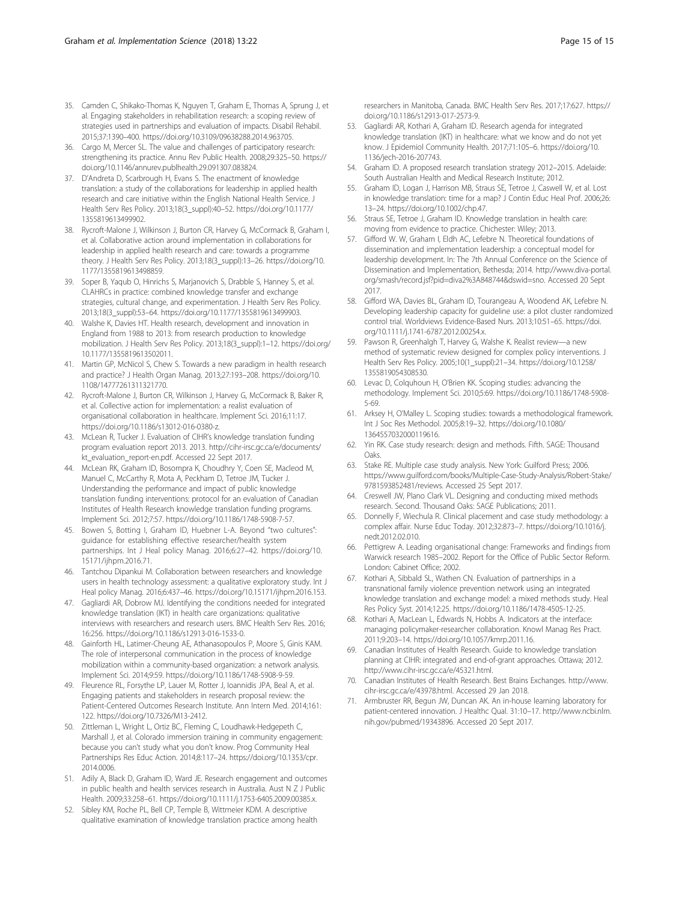35. Camden C, Shikako-Thomas K, Nguyen T, Graham E, Thomas A, Sprung J, et al. Engaging stakeholders in rehabilitation research: a scoping review of strategies used in partnerships and evaluation of impacts. Disabil Rehabil. 2015;37:1390–400. https://doi.org/10.3109/09638288.2014.963705.
36. Cargo M, Mercer SL. The value and challenges of participatory research: strengthening its practice. Annu Rev Public Health. 2008;29:325–50. https://doi.org/10.1146/annurev.publhealth.29.091307.083824.
37. D'Andreta D, Scarbrough H, Evans S. The enactment of knowledge translation: a study of the collaborations for leadership in applied health research and care initiative within the English National Health Service. J Health Serv Res Policy. 2013;18(3_suppl):40–52. https://doi.org/10.1177/1355819613499902.
38. Rycroft-Malone J, Wilkinson J, Burton CR, Harvey G, McCormack B, Graham I, et al. Collaborative action around implementation in collaborations for leadership in applied health research and care: towards a programme theory. J Health Serv Res Policy. 2013;18(3_suppl):13–26. https://doi.org/10.1177/1355819613498859.
39. Soper B, Yaqub O, Hinrichs S, Marjanovich S, Drabble S, Hanney S, et al. CLAHRCs in practice: combined knowledge transfer and exchange strategies, cultural change, and experimentation. J Health Serv Res Policy. 2013;18(3_suppl):53–64. https://doi.org/10.1177/1355819613499903.
40. Walshe K, Davies HT. Health research, development and innovation in England from 1988 to 2013: from research production to knowledge mobilization. J Health Serv Res Policy. 2013;18(3_suppl):1–12. https://doi.org/10.1177/1355819613502011.
41. Martin GP, McNicol S, Chew S. Towards a new paradigm in health research and practice? J Health Organ Manag. 2013;27:193–208. https://doi.org/10.1108/14777261311321770.
42. Rycroft-Malone J, Burton CR, Wilkinson J, Harvey G, McCormack B, Baker R, et al. Collective action for implementation: a realist evaluation of organisational collaboration in healthcare. Implement Sci. 2016;11:17. https://doi.org/10.1186/s13012-016-0380-z.
43. McLean R, Tucker J. Evaluation of CIHR's knowledge translation funding program evaluation report 2013. 2013. http://cihr-irsc.gc.ca/e/documents/kt_evaluation_report-en.pdf. Accessed 22 Sept 2017.
44. McLean RK, Graham ID, Bosompra K, Choudhry Y, Coen SE, Macleod M, Manuel C, McCarthy R, Mota A, Peckham D, Tetroe JM, Tucker J. Understanding the performance and impact of public knowledge translation funding interventions: protocol for an evaluation of Canadian Institutes of Health Research knowledge translation funding programs. Implement Sci. 2012;7:57. https://doi.org/10.1186/1748-5908-7-57.
45. Bowen S, Botting I, Graham ID, Huebner L-A. Beyond "two cultures": guidance for establishing effective researcher/health system partnerships. Int J Heal policy Manag. 2016;6:27–42. https://doi.org/10.15171/ijhpm.2016.71.
46. Tantchou Dipankui M. Collaboration between researchers and knowledge users in health technology assessment: a qualitative exploratory study. Int J Heal policy Manag. 2016;6:437–46. https://doi.org/10.15171/ijhpm.2016.153.
47. Gagliardi AR, Dobrow MJ. Identifying the conditions needed for integrated knowledge translation (IKT) in health care organizations: qualitative interviews with researchers and research users. BMC Health Serv Res. 2016;16:256. https://doi.org/10.1186/s12913-016-1533-0.
48. Gainforth HL, Latimer-Cheung AE, Athanasopoulos P, Moore S, Ginis KAM. The role of interpersonal communication in the process of knowledge mobilization within a community-based organization: a network analysis. Implement Sci. 2014;9:59. https://doi.org/10.1186/1748-5908-9-59.
49. Fleurence RL, Forsythe LP, Lauer M, Rotter J, Ioannidis JPA, Beal A, et al. Engaging patients and stakeholders in research proposal review: the Patient-Centered Outcomes Research Institute. Ann Intern Med. 2014;161:122. https://doi.org/10.7326/M13-2412.
50. Zittleman L, Wright L, Ortiz BC, Fleming C, Loudhawk-Hedgepeth C, Marshall J, et al. Colorado immersion training in community engagement: because you can't study what you don't know. Prog Community Heal Partnerships Res Educ Action. 2014;8:117–24. https://doi.org/10.1353/cpr.2014.0006.
51. Adily A, Black D, Graham ID, Ward JE. Research engagement and outcomes in public health and health services research in Australia. Aust N Z J Public Health. 2009;33:258–61. https://doi.org/10.1111/j.1753-6405.2009.00385.x.
52. Sibley KM, Roche PL, Bell CP, Temple B, Wittmeier KDM. A descriptive qualitative examination of knowledge translation practice among health researchers in Manitoba, Canada. BMC Health Serv Res. 2017;17:627. https://doi.org/10.1186/s12913-017-2573-9.
53. Gagliardi AR, Kothari A, Graham ID. Research agenda for integrated knowledge translation (IKT) in healthcare: what we know and do not yet know. J Epidemiol Community Health. 2017;71:105–6. https://doi.org/10.1136/jech-2016-207743.
54. Graham ID. A proposed research translation strategy 2012–2015. Adelaide: South Australian Health and Medical Research Institute; 2012.
55. Graham ID, Logan J, Harrison MB, Straus SE, Tetroe J, Caswell W, et al. Lost in knowledge translation: time for a map? J Contin Educ Heal Prof. 2006;26:13–24. https://doi.org/10.1002/chp.47.
56. Straus SE, Tetroe J, Graham ID. Knowledge translation in health care: moving from evidence to practice. Chichester: Wiley; 2013.
57. Gifford W. W, Graham I, Eldh AC, Lefebre N. Theoretical foundations of dissemination and implementation leadership: a conceptual model for leadership development. In: The 7th Annual Conference on the Science of Dissemination and Implementation, Bethesda; 2014. http://www.diva-portal.org/smash/record.jsf?pid=diva2%3A848744&dswid=sno. Accessed 20 Sept 2017.
58. Gifford WA, Davies BL, Graham ID, Tourangeau A, Woodend AK, Lefebre N. Developing leadership capacity for guideline use: a pilot cluster randomized control trial. Worldviews Evidence-Based Nurs. 2013;10:51–65. https://doi.org/10.1111/j.1741-6787.2012.00254.x.
59. Pawson R, Greenhalgh T, Harvey G, Walshe K. Realist review—a new method of systematic review designed for complex policy interventions. J Health Serv Res Policy. 2005;10(1_suppl):21–34. https://doi.org/10.1258/1355819054308530.
60. Levac D, Colquhoun H, O'Brien KK. Scoping studies: advancing the methodology. Implement Sci. 2010;5:69. https://doi.org/10.1186/1748-5908-5-69.
61. Arksey H, O'Malley L. Scoping studies: towards a methodological framework. Int J Soc Res Methodol. 2005;8:19–32. https://doi.org/10.1080/1364557032000119616.
62. Yin RK. Case study research: design and methods. Fifth. SAGE: Thousand Oaks.
63. Stake RE. Multiple case study analysis. New York: Guilford Press; 2006. https://www.guilford.com/books/Multiple-Case-Study-Analysis/Robert-Stake/9781593852481/reviews. Accessed 25 Sept 2017.
64. Creswell JW, Plano Clark VL. Designing and conducting mixed methods research. Second. Thousand Oaks: SAGE Publications; 2011.
65. Donnelly F, Wiechula R. Clinical placement and case study methodology: a complex affair. Nurse Educ Today. 2012;32:873–7. https://doi.org/10.1016/j.nedt.2012.02.010.
66. Pettigrew A. Leading organisational change: Frameworks and findings from Warwick research 1985–2002. Report for the Office of Public Sector Reform. London: Cabinet Office; 2002.
67. Kothari A, Sibbald SL, Wathen CN. Evaluation of partnerships in a transnational family violence prevention network using an integrated knowledge translation and exchange model: a mixed methods study. Heal Res Policy Syst. 2014;12:25. https://doi.org/10.1186/1478-4505-12-25.
68. Kothari A, MacLean L, Edwards N, Hobbs A. Indicators at the interface: managing policymaker-researcher collaboration. Knowl Manag Res Pract. 2011;9:203–14. https://doi.org/10.1057/kmrp.2011.16.
69. Canadian Institutes of Health Research. Guide to knowledge translation planning at CIHR: integrated and end-of-grant approaches. Ottawa; 2012. http://www.cihr-irsc.gc.ca/e/45321.html.
70. Canadian Institutes of Health Research. Best Brains Exchanges. http://www.cihr-irsc.gc.ca/e/43978.html. Accessed 29 Jan 2018.
71. Armbruster RR, Begun JW, Duncan AK. An in-house learning laboratory for patient-centered innovation. J Healthc Qual. 31:10–17. http://www.ncbi.nlm.nih.gov/pubmed/19343896. Accessed 20 Sept 2017.